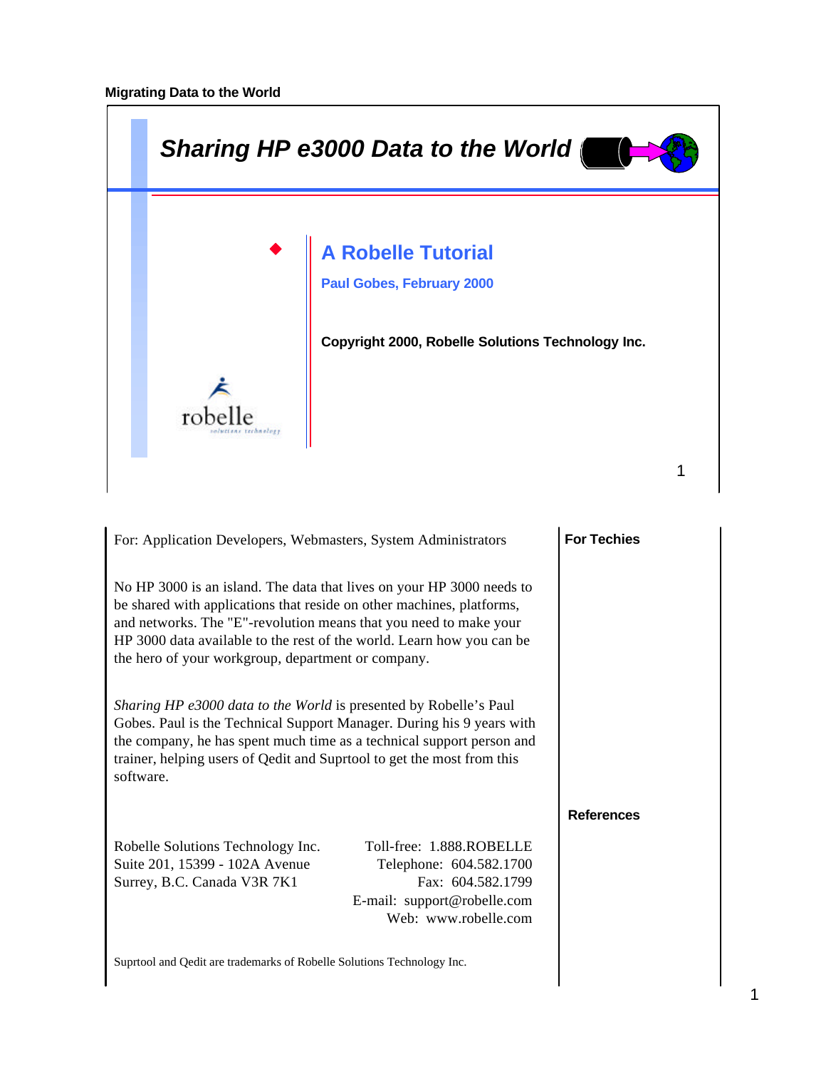# Sharing HP e3000 Data to the World

## A Robelle Tutorial

**Paul Gobes, February 2000**

**Copyright 2000, Robelle Solutions Technology Inc.**

robelle
solutions technology

---

**For Techies**

For: Application Developers, Webmasters, System Administrators

No HP 3000 is an island. The data that lives on your HP 3000 needs to be shared with applications that reside on other machines, platforms, and networks. The "E"-revolution means that you need to make your HP 3000 data available to the rest of the world. Learn how you can be the hero of your workgroup, department or company.

*Sharing HP e3000 data to the World* is presented by Robelle's Paul Gobes. Paul is the Technical Support Manager. During his 9 years with the company, he has spent much time as a technical support person and trainer, helping users of Qedit and Suprtool to get the most from this software.

**References**

Robelle Solutions Technology Inc.
Suite 201, 15399 - 102A Avenue
Surrey, B.C. Canada V3R 7K1

Toll-free: 1.888.ROBELLE
Telephone: 604.582.1700
Fax: 604.582.1799
E-mail: support@robelle.com
Web: www.robelle.com

Suprtool and Qedit are trademarks of Robelle Solutions Technology Inc.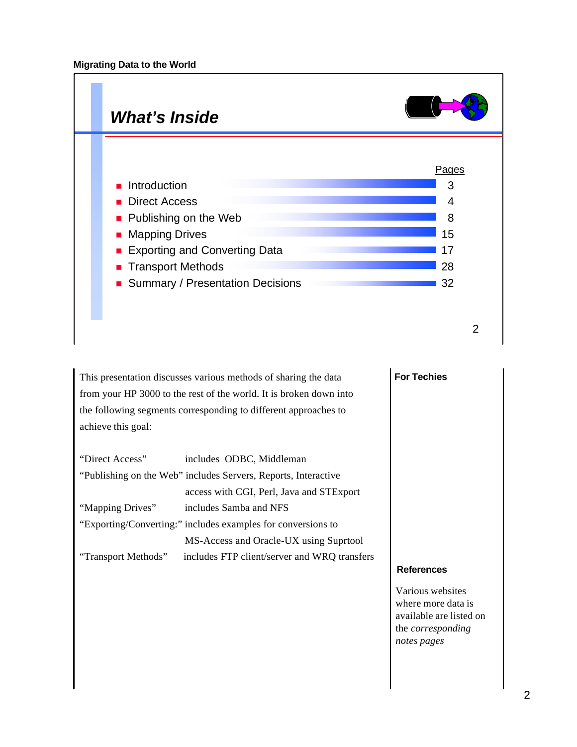## What's Inside

| Section | Pages |
|---|---|
| Introduction | 3 |
| Direct Access | 4 |
| Publishing on the Web | 8 |
| Mapping Drives | 15 |
| Exporting and Converting Data | 17 |
| Transport Methods | 28 |
| Summary / Presentation Decisions | 32 |

This presentation discusses various methods of sharing the data from your HP 3000 to the rest of the world. It is broken down into the following segments corresponding to different approaches to achieve this goal:

| | |
|---|---|
| "Direct Access" | includes ODBC, Middleman |
| "Publishing on the Web" | includes Servers, Reports, Interactive access with CGI, Perl, Java and STExport |
| "Mapping Drives" | includes Samba and NFS |
| "Exporting/Converting:" | includes examples for conversions to MS-Access and Oracle-UX using Suprtool |
| "Transport Methods" | includes FTP client/server and WRQ transfers |

**For Techies**

**References**

Various websites where more data is available are listed on the *corresponding notes pages*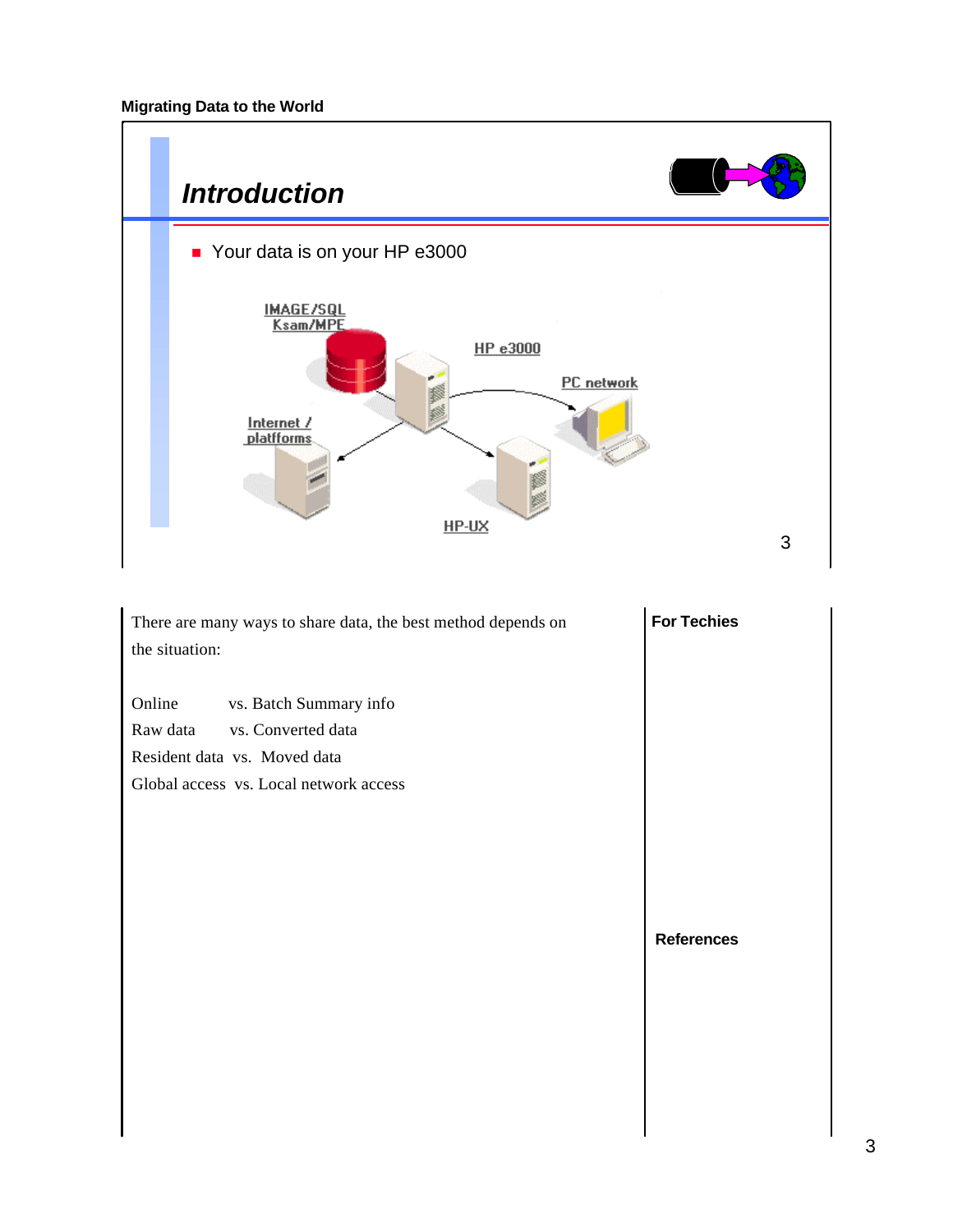## Introduction

- Your data is on your HP e3000

IMAGE/SQL
Ksam/MPE

HP e3000

PC network

Internet / platforms

HP-UX

There are many ways to share data, the best method depends on the situation:

Online vs. Batch Summary info
Raw data vs. Converted data
Resident data vs. Moved data
Global access vs. Local network access

**For Techies**

**References**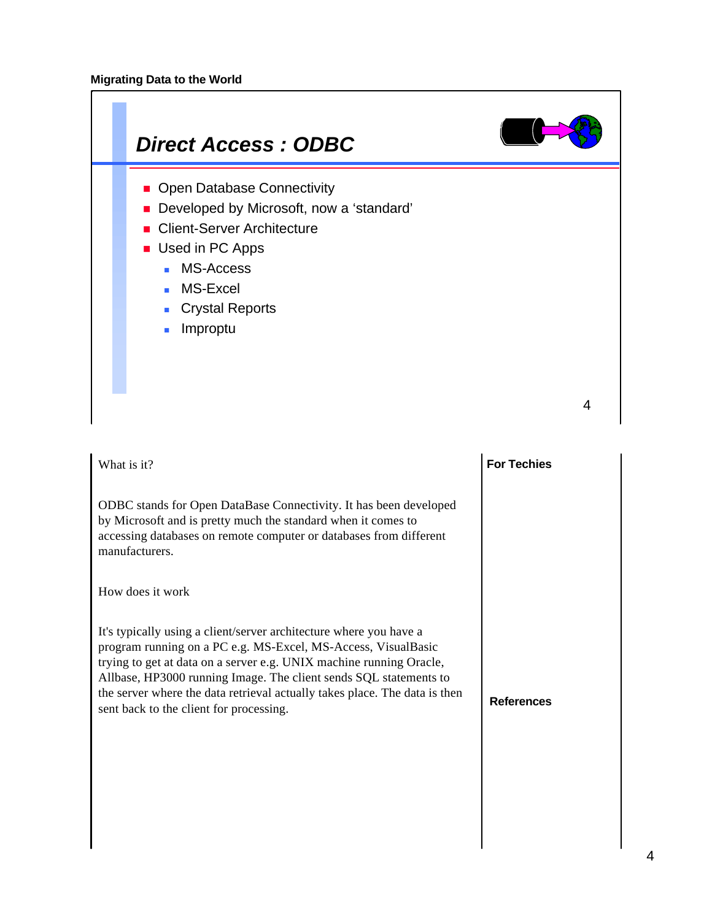## Direct Access : ODBC

- Open Database Connectivity
- Developed by Microsoft, now a 'standard'
- Client-Server Architecture
- Used in PC Apps
  - MS-Access
  - MS-Excel
  - Crystal Reports
  - Improptu

What is it?

ODBC stands for Open DataBase Connectivity. It has been developed by Microsoft and is pretty much the standard when it comes to accessing databases on remote computer or databases from different manufacturers.

How does it work

It's typically using a client/server architecture where you have a program running on a PC e.g. MS-Excel, MS-Access, VisualBasic trying to get at data on a server e.g. UNIX machine running Oracle, Allbase, HP3000 running Image. The client sends SQL statements to the server where the data retrieval actually takes place. The data is then sent back to the client for processing.

**For Techies**

**References**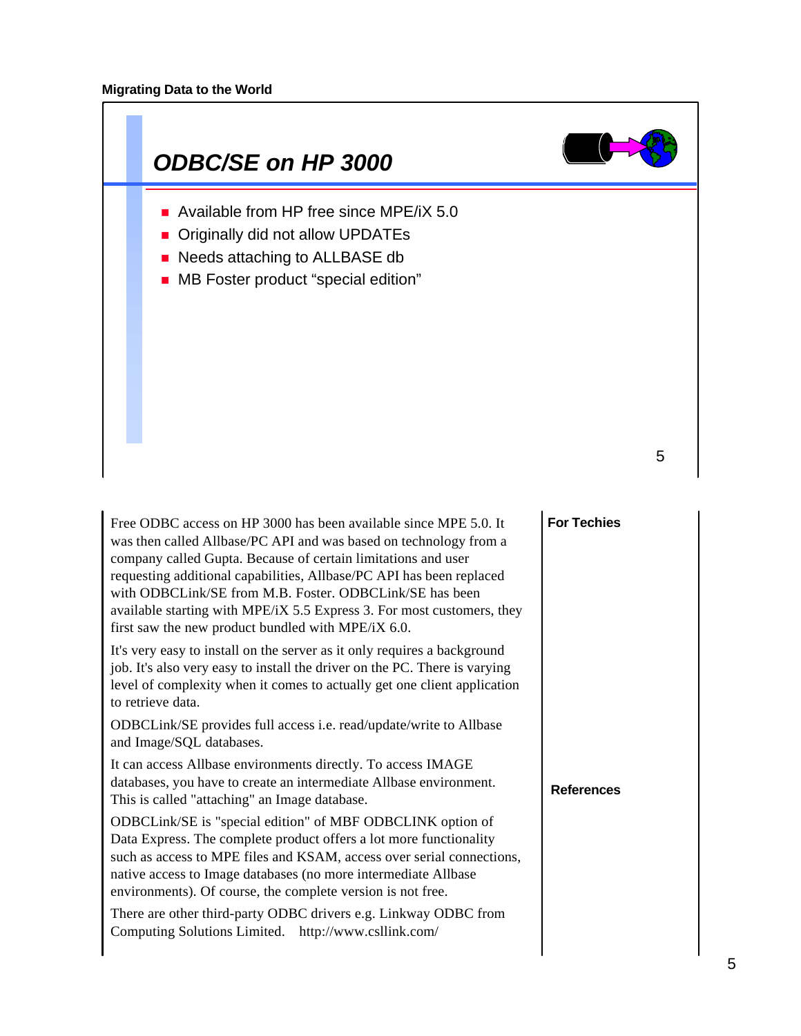## ODBC/SE on HP 3000

- Available from HP free since MPE/iX 5.0
- Originally did not allow UPDATEs
- Needs attaching to ALLBASE db
- MB Foster product "special edition"

Free ODBC access on HP 3000 has been available since MPE 5.0. It was then called Allbase/PC API and was based on technology from a company called Gupta. Because of certain limitations and user requesting additional capabilities, Allbase/PC API has been replaced with ODBCLink/SE from M.B. Foster. ODBCLink/SE has been available starting with MPE/iX 5.5 Express 3. For most customers, they first saw the new product bundled with MPE/iX 6.0.

It's very easy to install on the server as it only requires a background job. It's also very easy to install the driver on the PC. There is varying level of complexity when it comes to actually get one client application to retrieve data.

ODBCLink/SE provides full access i.e. read/update/write to Allbase and Image/SQL databases.

It can access Allbase environments directly. To access IMAGE databases, you have to create an intermediate Allbase environment. This is called "attaching" an Image database.

ODBCLink/SE is "special edition" of MBF ODBCLINK option of Data Express. The complete product offers a lot more functionality such as access to MPE files and KSAM, access over serial connections, native access to Image databases (no more intermediate Allbase environments). Of course, the complete version is not free.

There are other third-party ODBC drivers e.g. Linkway ODBC from Computing Solutions Limited. http://www.csllink.com/

**For Techies**

**References**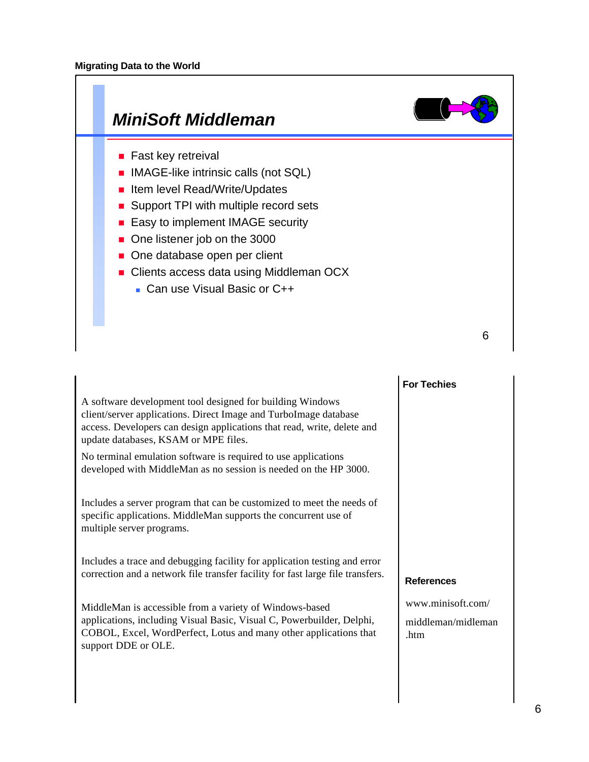## MiniSoft Middleman

- Fast key retreival
- IMAGE-like intrinsic calls (not SQL)
- Item level Read/Write/Updates
- Support TPI with multiple record sets
- Easy to implement IMAGE security
- One listener job on the 3000
- One database open per client
- Clients access data using Middleman OCX
  - Can use Visual Basic or C++

A software development tool designed for building Windows client/server applications. Direct Image and TurboImage database access. Developers can design applications that read, write, delete and update databases, KSAM or MPE files.

No terminal emulation software is required to use applications developed with MiddleMan as no session is needed on the HP 3000.

Includes a server program that can be customized to meet the needs of specific applications. MiddleMan supports the concurrent use of multiple server programs.

Includes a trace and debugging facility for application testing and error correction and a network file transfer facility for fast large file transfers.

MiddleMan is accessible from a variety of Windows-based applications, including Visual Basic, Visual C, Powerbuilder, Delphi, COBOL, Excel, WordPerfect, Lotus and many other applications that support DDE or OLE.

**For Techies**

**References**

www.minisoft.com/

middleman/midleman.htm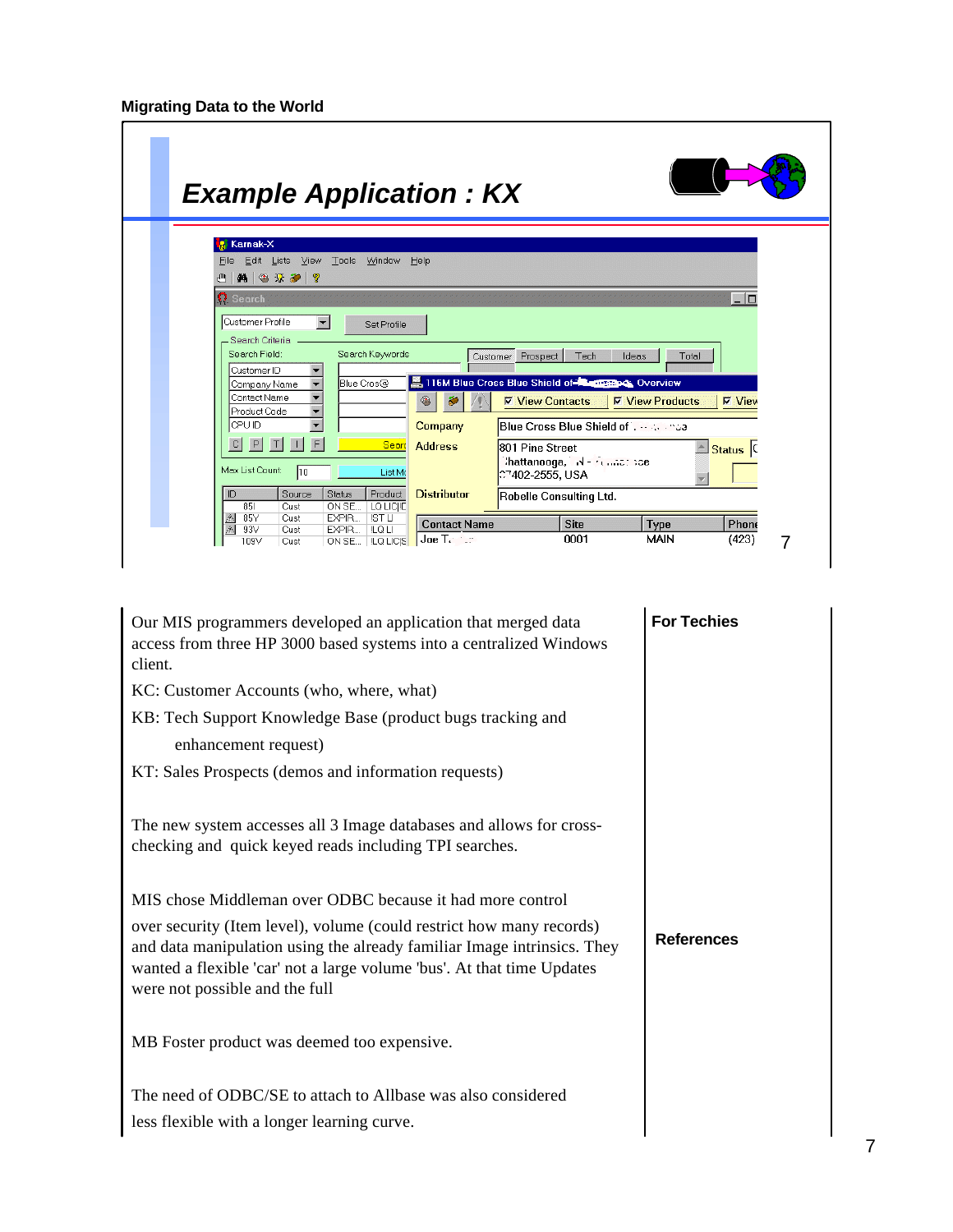## Example Application : KX

Our MIS programmers developed an application that merged data access from three HP 3000 based systems into a centralized Windows client.

KC: Customer Accounts (who, where, what)

KB: Tech Support Knowledge Base (product bugs tracking and enhancement request)

KT: Sales Prospects (demos and information requests)

The new system accesses all 3 Image databases and allows for cross-checking and quick keyed reads including TPI searches.

MIS chose Middleman over ODBC because it had more control over security (Item level), volume (could restrict how many records) and data manipulation using the already familiar Image intrinsics. They wanted a flexible 'car' not a large volume 'bus'. At that time Updates were not possible and the full

MB Foster product was deemed too expensive.

The need of ODBC/SE to attach to Allbase was also considered less flexible with a longer learning curve.

**For Techies**

**References**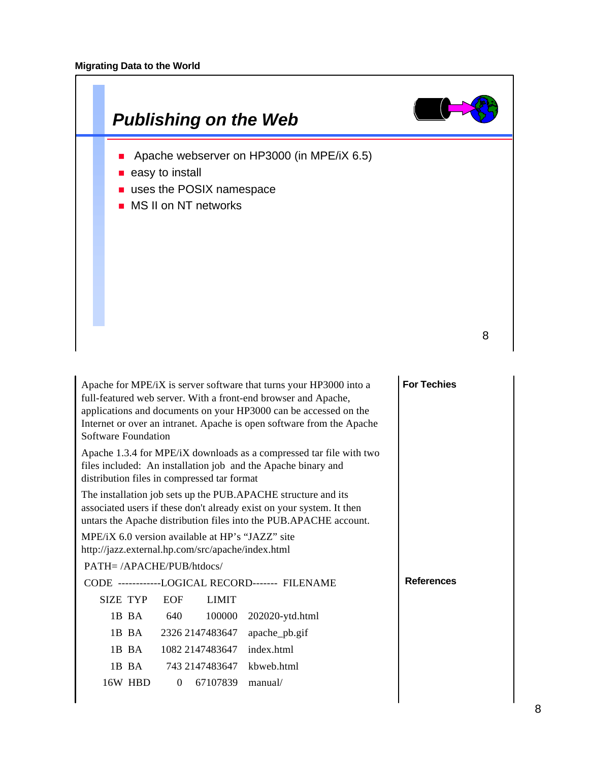## Publishing on the Web

- Apache webserver on HP3000 (in MPE/iX 6.5)
- easy to install
- uses the POSIX namespace
- MS II on NT networks

Apache for MPE/iX is server software that turns your HP3000 into a full-featured web server. With a front-end browser and Apache, applications and documents on your HP3000 can be accessed on the Internet or over an intranet. Apache is open software from the Apache Software Foundation

Apache 1.3.4 for MPE/iX downloads as a compressed tar file with two files included: An installation job and the Apache binary and distribution files in compressed tar format

The installation job sets up the PUB.APACHE structure and its associated users if these don't already exist on your system. It then untars the Apache distribution files into the PUB.APACHE account.

MPE/iX 6.0 version available at HP's "JAZZ" site
http://jazz.external.hp.com/src/apache/index.html

```
PATH= /APACHE/PUB/htdocs/

CODE  ------------LOGICAL RECORD-------  FILENAME
     SIZE  TYP     EOF      LIMIT
       1B  BA      640     100000   202020-ytd.html
       1B  BA     2326 2147483647   apache_pb.gif
       1B  BA     1082 2147483647   index.html
       1B  BA      743 2147483647   kbweb.html
      16W  HBD       0   67107839   manual/
```

**For Techies**

**References**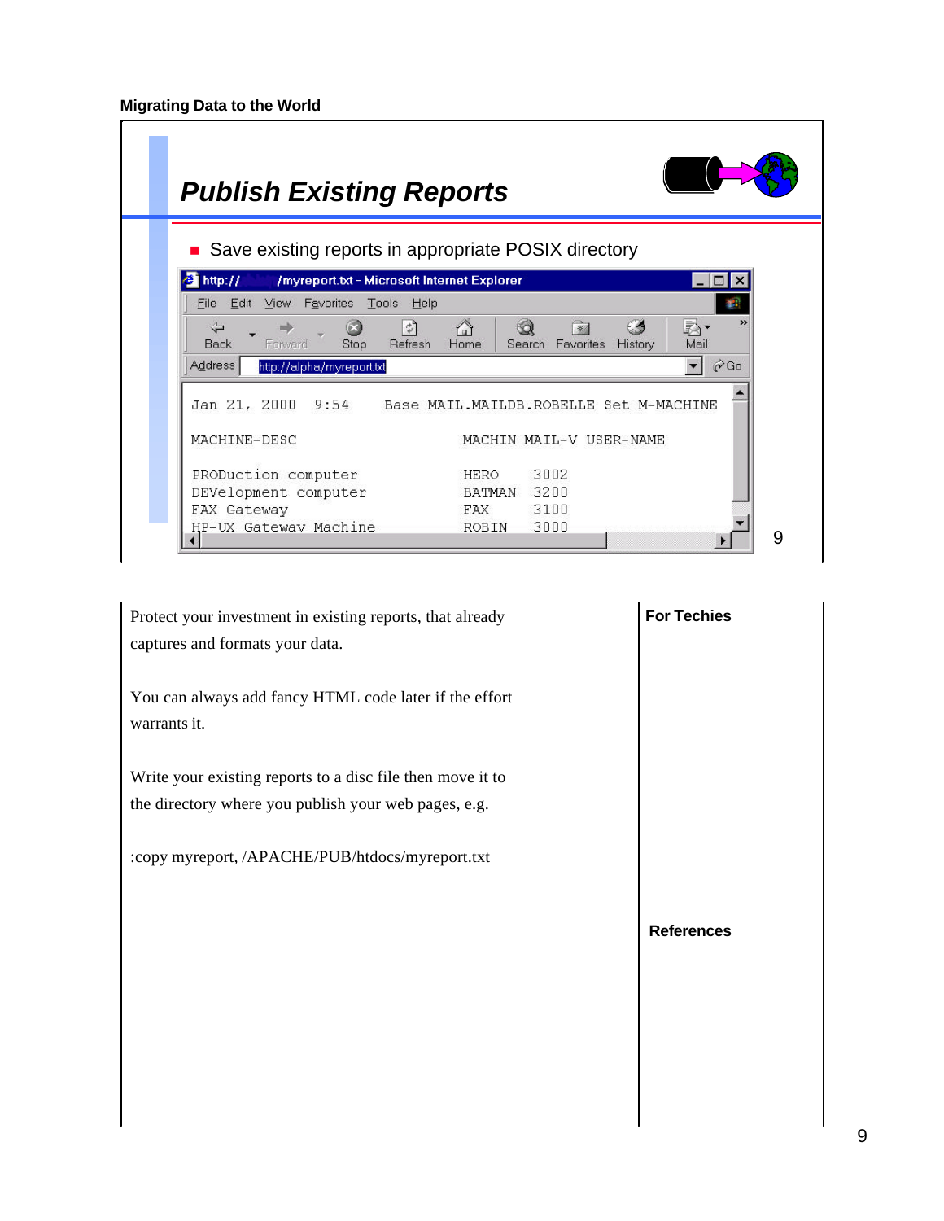## Publish Existing Reports

- Save existing reports in appropriate POSIX directory

```
http://        /myreport.txt - Microsoft Internet Explorer
Address  http://alpha/myreport.txt

Jan 21, 2000  9:54    Base MAIL.MAILDB.ROBELLE Set M-MACHINE

MACHINE-DESC                        MACHIN MAIL-V USER-NAME

PRODuction computer                 HERO    3002
DEVelopment computer                BATMAN  3200
FAX Gateway                         FAX     3100
HP-UX Gateway Machine               ROBIN   3000
```

Protect your investment in existing reports, that already captures and formats your data.

You can always add fancy HTML code later if the effort warrants it.

Write your existing reports to a disc file then move it to the directory where you publish your web pages, e.g.

```
:copy myreport, /APACHE/PUB/htdocs/myreport.txt
```

**For Techies**

**References**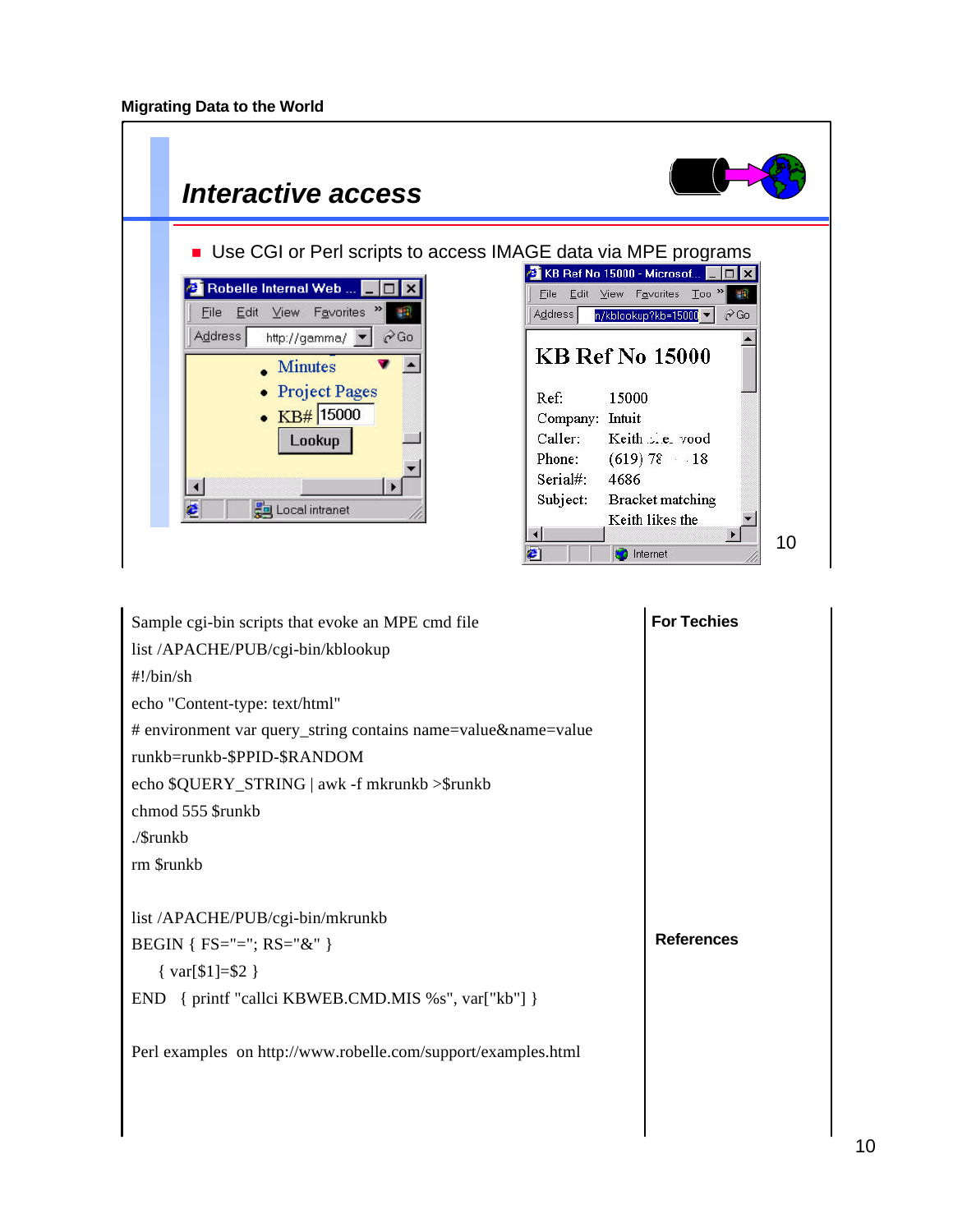## Interactive access

- Use CGI or Perl scripts to access IMAGE data via MPE programs

Sample cgi-bin scripts that evoke an MPE cmd file

```
list /APACHE/PUB/cgi-bin/kblookup
#!/bin/sh
echo "Content-type: text/html"
# environment var query_string contains name=value&name=value
runkb=runkb-$PPID-$RANDOM
echo $QUERY_STRING | awk -f mkrunkb >$runkb
chmod 555 $runkb
./$runkb
rm $runkb

list /APACHE/PUB/cgi-bin/mkrunkb
BEGIN { FS="="; RS="&" }
    { var[$1]=$2 }
END   { printf "callci KBWEB.CMD.MIS %s", var["kb"] }
```

Perl examples on http://www.robelle.com/support/examples.html

**For Techies**

**References**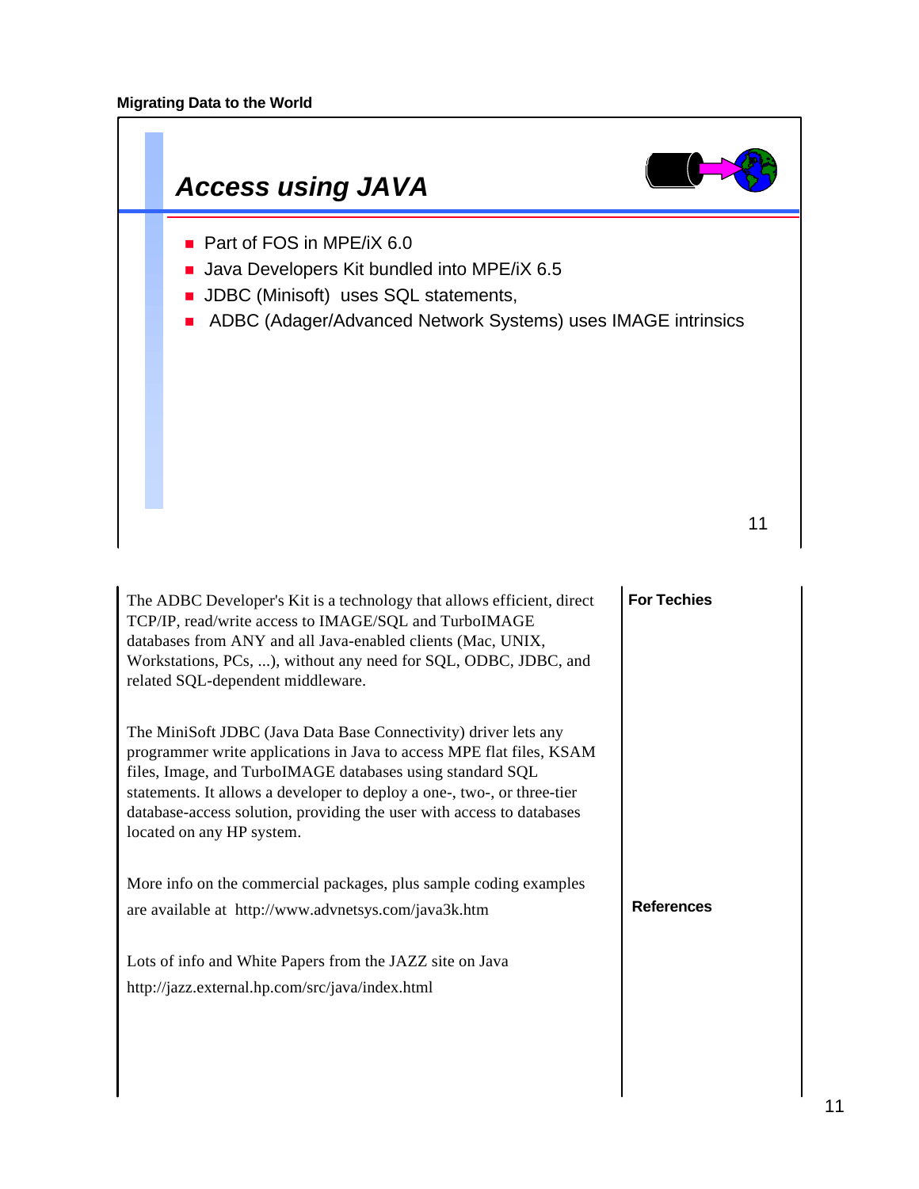## Access using JAVA

- Part of FOS in MPE/iX 6.0
- Java Developers Kit bundled into MPE/iX 6.5
- JDBC (Minisoft) uses SQL statements,
- ADBC (Adager/Advanced Network Systems) uses IMAGE intrinsics

**For Techies**

The ADBC Developer's Kit is a technology that allows efficient, direct TCP/IP, read/write access to IMAGE/SQL and TurboIMAGE databases from ANY and all Java-enabled clients (Mac, UNIX, Workstations, PCs, ...), without any need for SQL, ODBC, JDBC, and related SQL-dependent middleware.

The MiniSoft JDBC (Java Data Base Connectivity) driver lets any programmer write applications in Java to access MPE flat files, KSAM files, Image, and TurboIMAGE databases using standard SQL statements. It allows a developer to deploy a one-, two-, or three-tier database-access solution, providing the user with access to databases located on any HP system.

**References**

More info on the commercial packages, plus sample coding examples are available at http://www.advnetsys.com/java3k.htm

Lots of info and White Papers from the JAZZ site on Java http://jazz.external.hp.com/src/java/index.html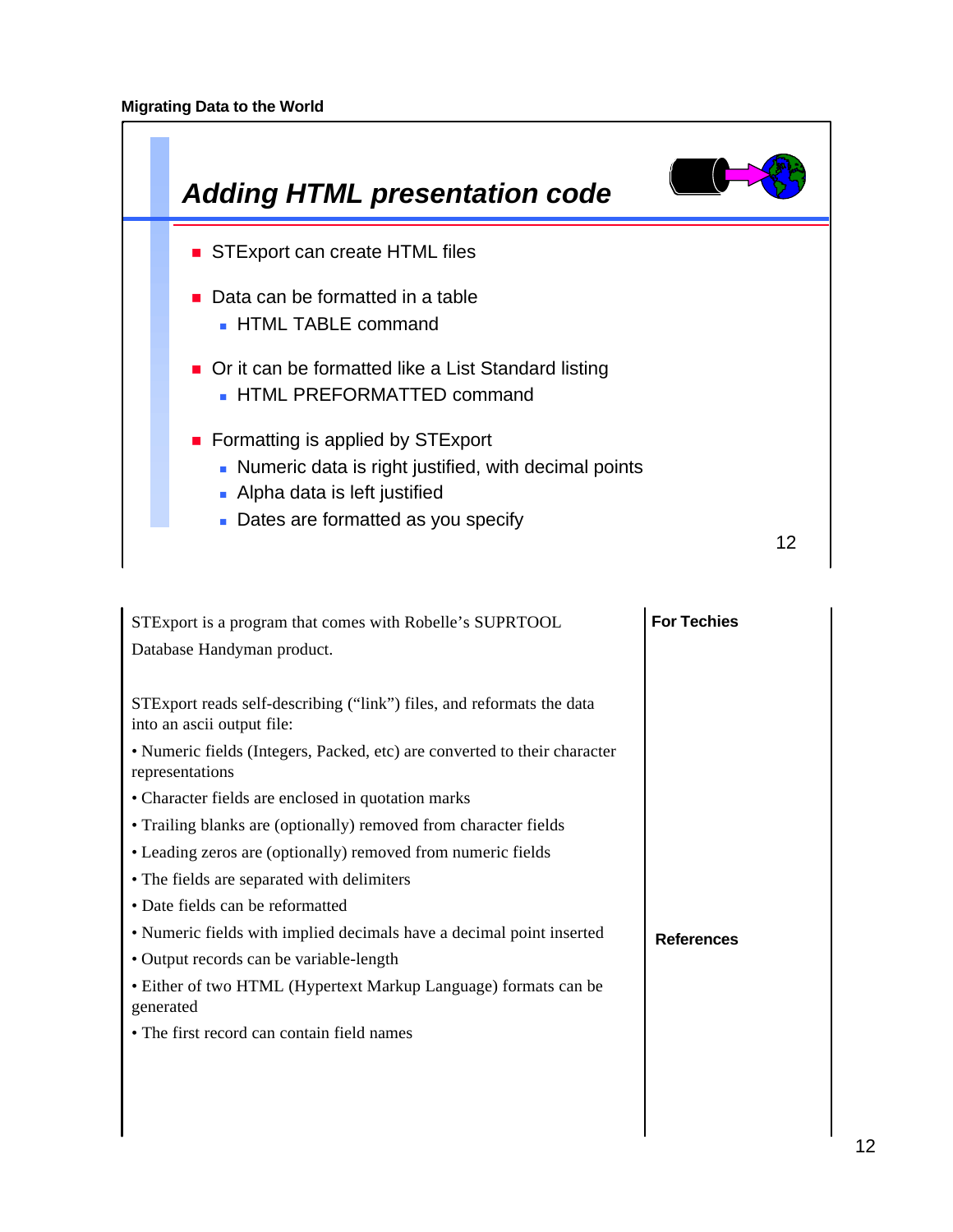## Adding HTML presentation code

- STExport can create HTML files
- Data can be formatted in a table
  - HTML TABLE command
- Or it can be formatted like a List Standard listing
  - HTML PREFORMATTED command
- Formatting is applied by STExport
  - Numeric data is right justified, with decimal points
  - Alpha data is left justified
  - Dates are formatted as you specify

STExport is a program that comes with Robelle's SUPRTOOL Database Handyman product.

STExport reads self-describing ("link") files, and reformats the data into an ascii output file:

- Numeric fields (Integers, Packed, etc) are converted to their character representations
- Character fields are enclosed in quotation marks
- Trailing blanks are (optionally) removed from character fields
- Leading zeros are (optionally) removed from numeric fields
- The fields are separated with delimiters
- Date fields can be reformatted
- Numeric fields with implied decimals have a decimal point inserted
- Output records can be variable-length
- Either of two HTML (Hypertext Markup Language) formats can be generated
- The first record can contain field names

**For Techies**

**References**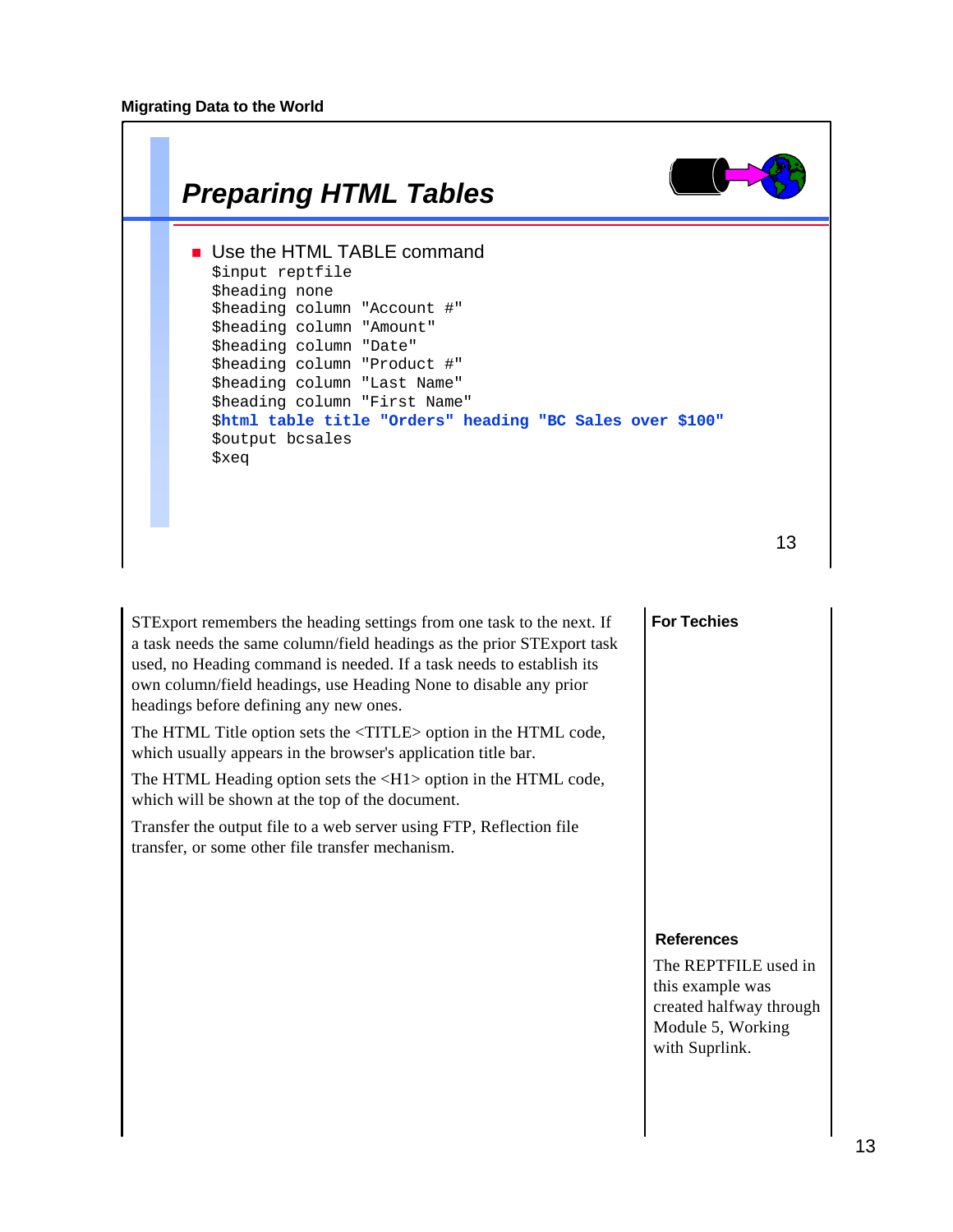## Preparing HTML Tables

- Use the HTML TABLE command

```
$input reptfile
$heading none
$heading column "Account #"
$heading column "Amount"
$heading column "Date"
$heading column "Product #"
$heading column "Last Name"
$heading column "First Name"
$html table title "Orders" heading "BC Sales over $100"
$output bcsales
$xeq
```

STExport remembers the heading settings from one task to the next. If a task needs the same column/field headings as the prior STExport task used, no Heading command is needed. If a task needs to establish its own column/field headings, use Heading None to disable any prior headings before defining any new ones.

The HTML Title option sets the <TITLE> option in the HTML code, which usually appears in the browser's application title bar.

The HTML Heading option sets the <H1> option in the HTML code, which will be shown at the top of the document.

Transfer the output file to a web server using FTP, Reflection file transfer, or some other file transfer mechanism.

**For Techies**

**References**

The REPTFILE used in this example was created halfway through Module 5, Working with Suprlink.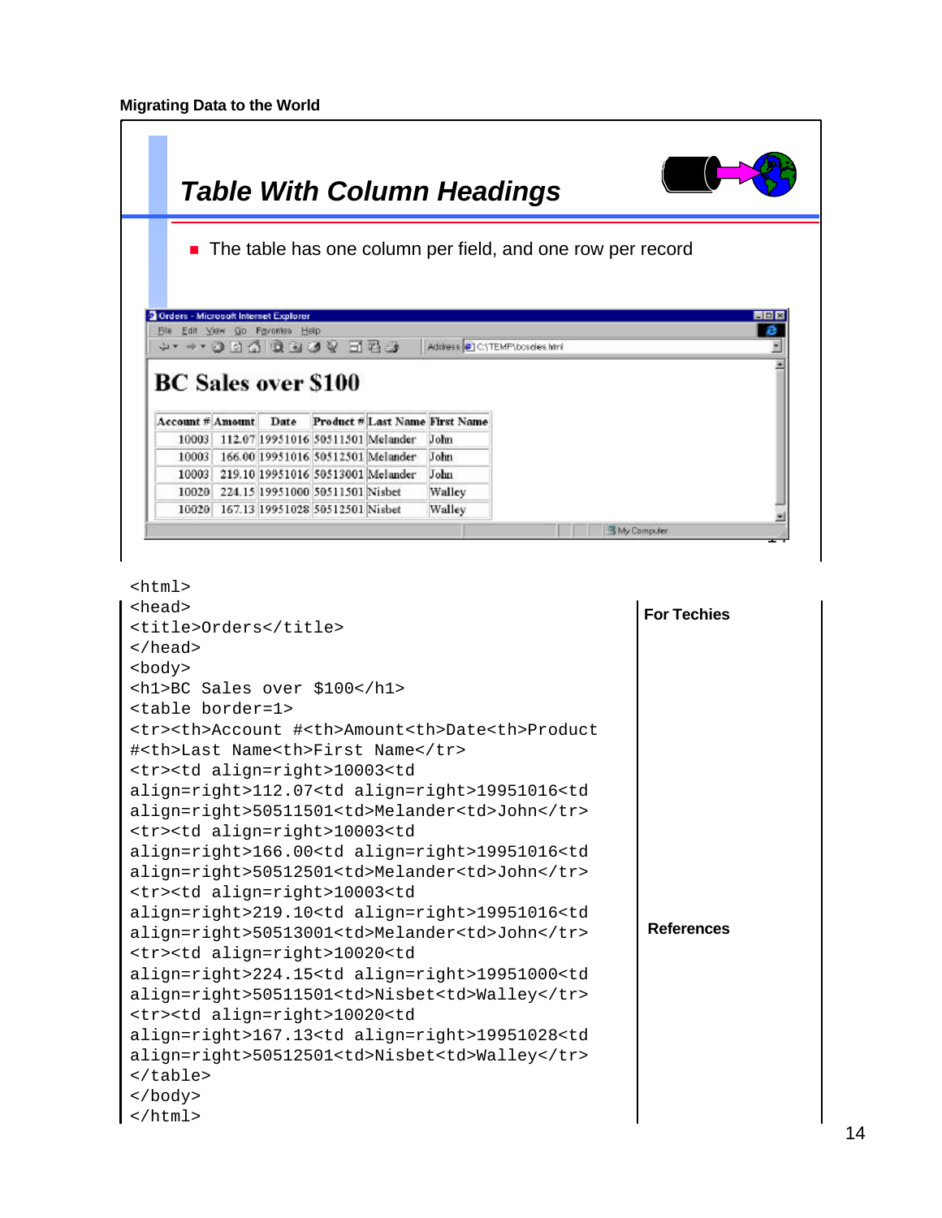# Table With Column Headings

- The table has one column per field, and one row per record

## BC Sales over $100

| Account # | Amount | Date | Product # | Last Name | First Name |
|---|---|---|---|---|---|
| 10003 | 112.07 | 19951016 | 50511501 | Melander | John |
| 10003 | 166.00 | 19951016 | 50512501 | Melander | John |
| 10003 | 219.10 | 19951016 | 50513001 | Melander | John |
| 10020 | 224.15 | 19951000 | 50511501 | Nisbet | Walley |
| 10020 | 167.13 | 19951028 | 50512501 | Nisbet | Walley |

```
<html>
<head>
<title>Orders</title>
</head>
<body>
<h1>BC Sales over $100</h1>
<table border=1>
<tr><th>Account #<th>Amount<th>Date<th>Product
#<th>Last Name<th>First Name</tr>
<tr><td align=right>10003<td
align=right>112.07<td align=right>19951016<td
align=right>50511501<td>Melander<td>John</tr>
<tr><td align=right>10003<td
align=right>166.00<td align=right>19951016<td
align=right>50512501<td>Melander<td>John</tr>
<tr><td align=right>10003<td
align=right>219.10<td align=right>19951016<td
align=right>50513001<td>Melander<td>John</tr>
<tr><td align=right>10020<td
align=right>224.15<td align=right>19951000<td
align=right>50511501<td>Nisbet<td>Walley</tr>
<tr><td align=right>10020<td
align=right>167.13<td align=right>19951028<td
align=right>50512501<td>Nisbet<td>Walley</tr>
</table>
</body>
</html>
```

**For Techies**

**References**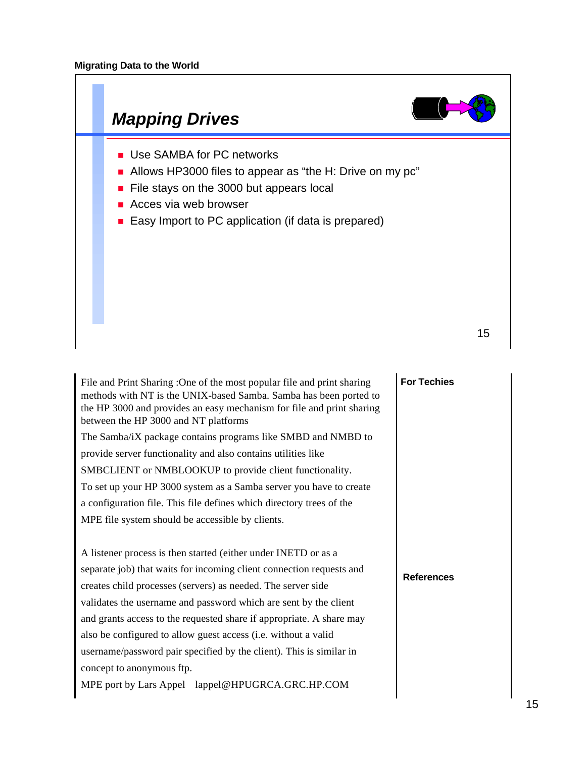## Mapping Drives

- Use SAMBA for PC networks
- Allows HP3000 files to appear as “the H: Drive on my pc”
- File stays on the 3000 but appears local
- Acces via web browser
- Easy Import to PC application (if data is prepared)

File and Print Sharing :One of the most popular file and print sharing methods with NT is the UNIX-based Samba. Samba has been ported to the HP 3000 and provides an easy mechanism for file and print sharing between the HP 3000 and NT platforms

The Samba/iX package contains programs like SMBD and NMBD to provide server functionality and also contains utilities like SMBCLIENT or NMBLOOKUP to provide client functionality.

To set up your HP 3000 system as a Samba server you have to create a configuration file. This file defines which directory trees of the MPE file system should be accessible by clients.

A listener process is then started (either under INETD or as a separate job) that waits for incoming client connection requests and creates child processes (servers) as needed. The server side validates the username and password which are sent by the client and grants access to the requested share if appropriate. A share may also be configured to allow guest access (i.e. without a valid username/password pair specified by the client). This is similar in concept to anonymous ftp.

MPE port by Lars Appel lappel@HPUGRCA.GRC.HP.COM

**For Techies**

**References**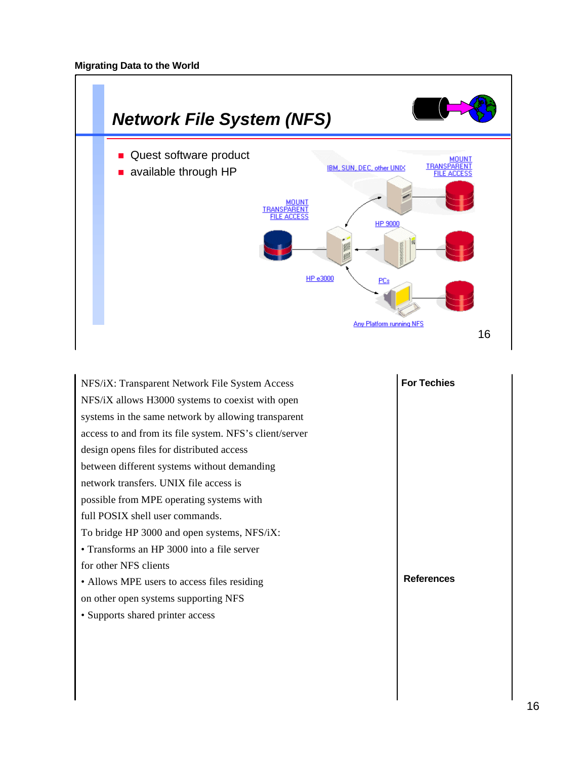## Network File System (NFS)

- Quest software product
- available through HP

IBM, SUN, DEC, other UNIX

MOUNT TRANSPARENT FILE ACCESS

MOUNT TRANSPARENT FILE ACCESS

HP 9000

HP e3000

PCs

Any Platform running NFS

NFS/iX: Transparent Network File System Access

NFS/iX allows H3000 systems to coexist with open systems in the same network by allowing transparent access to and from its file system. NFS's client/server design opens files for distributed access between different systems without demanding network transfers. UNIX file access is possible from MPE operating systems with full POSIX shell user commands.

To bridge HP 3000 and open systems, NFS/iX:

- Transforms an HP 3000 into a file server for other NFS clients
- Allows MPE users to access files residing on other open systems supporting NFS
- Supports shared printer access

**For Techies**

**References**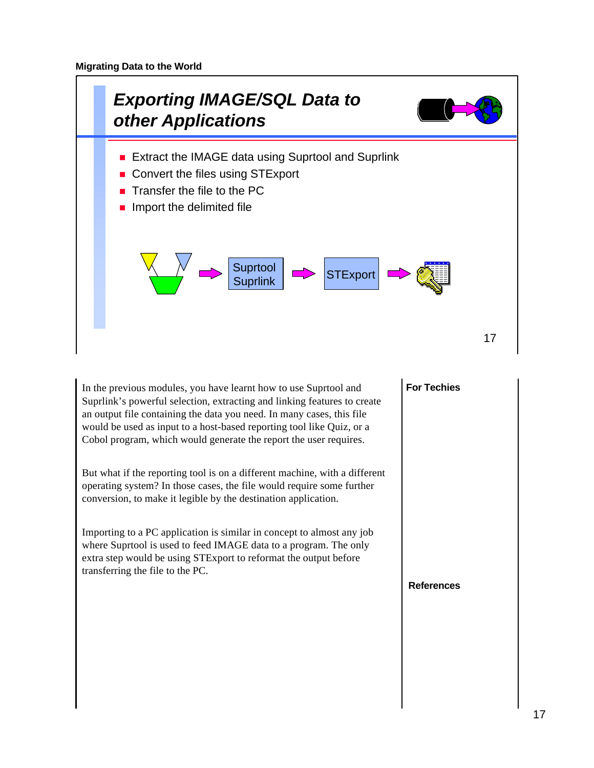## Exporting IMAGE/SQL Data to other Applications

- Extract the IMAGE data using Suprtool and Suprlink
- Convert the files using STExport
- Transfer the file to the PC
- Import the delimited file

Suprtool Suprlink → STExport →

In the previous modules, you have learnt how to use Suprtool and Suprlink's powerful selection, extracting and linking features to create an output file containing the data you need. In many cases, this file would be used as input to a host-based reporting tool like Quiz, or a Cobol program, which would generate the report the user requires.

But what if the reporting tool is on a different machine, with a different operating system? In those cases, the file would require some further conversion, to make it legible by the destination application.

Importing to a PC application is similar in concept to almost any job where Suprtool is used to feed IMAGE data to a program. The only extra step would be using STExport to reformat the output before transferring the file to the PC.

**For Techies**

**References**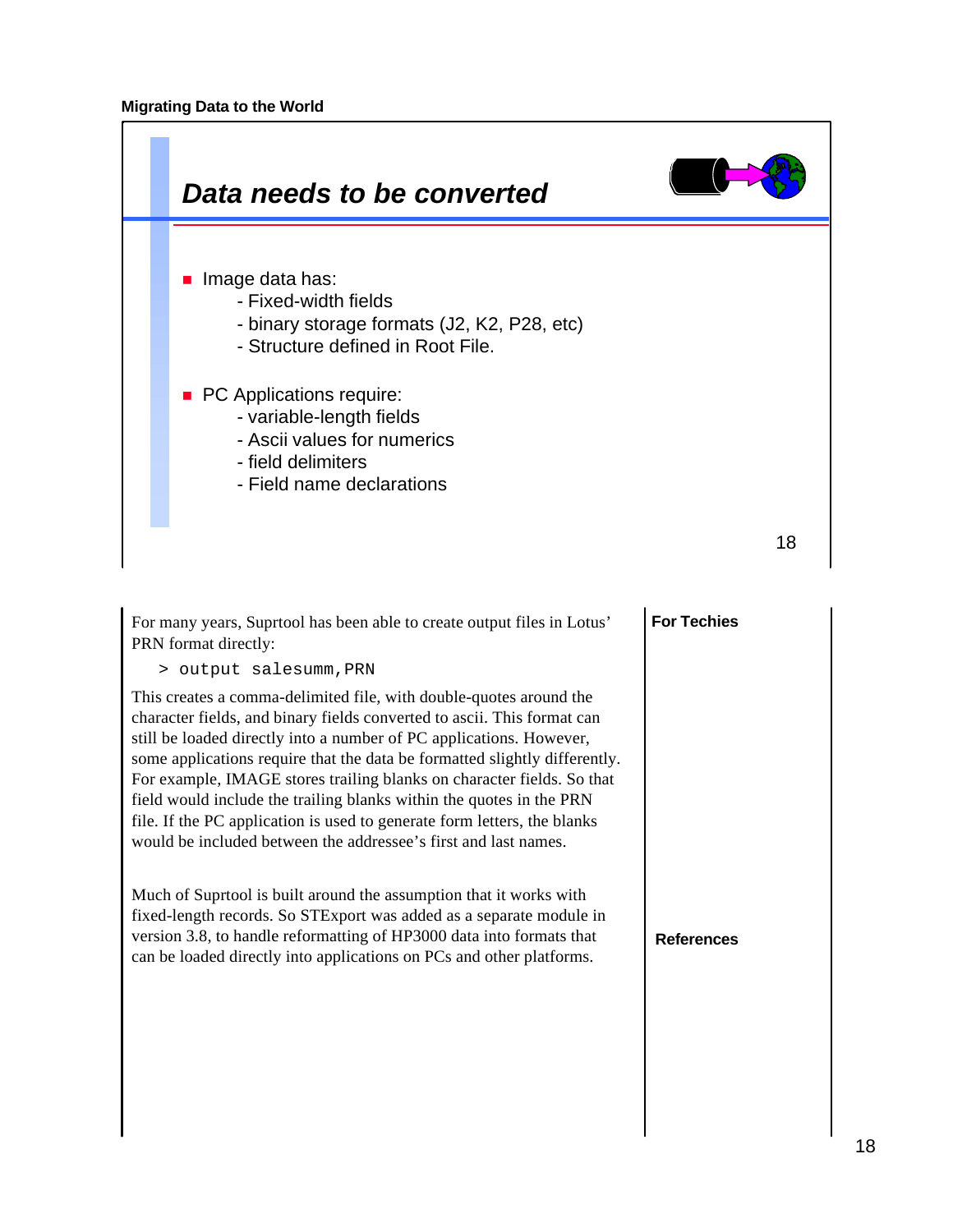## Data needs to be converted

- Image data has:
  - Fixed-width fields
  - binary storage formats (J2, K2, P28, etc)
  - Structure defined in Root File.
- PC Applications require:
  - variable-length fields
  - Ascii values for numerics
  - field delimiters
  - Field name declarations

For many years, Suprtool has been able to create output files in Lotus' PRN format directly:

```
> output salesumm,PRN
```

This creates a comma-delimited file, with double-quotes around the character fields, and binary fields converted to ascii. This format can still be loaded directly into a number of PC applications. However, some applications require that the data be formatted slightly differently. For example, IMAGE stores trailing blanks on character fields. So that field would include the trailing blanks within the quotes in the PRN file. If the PC application is used to generate form letters, the blanks would be included between the addressee's first and last names.

Much of Suprtool is built around the assumption that it works with fixed-length records. So STExport was added as a separate module in version 3.8, to handle reformatting of HP3000 data into formats that can be loaded directly into applications on PCs and other platforms.

**For Techies**

**References**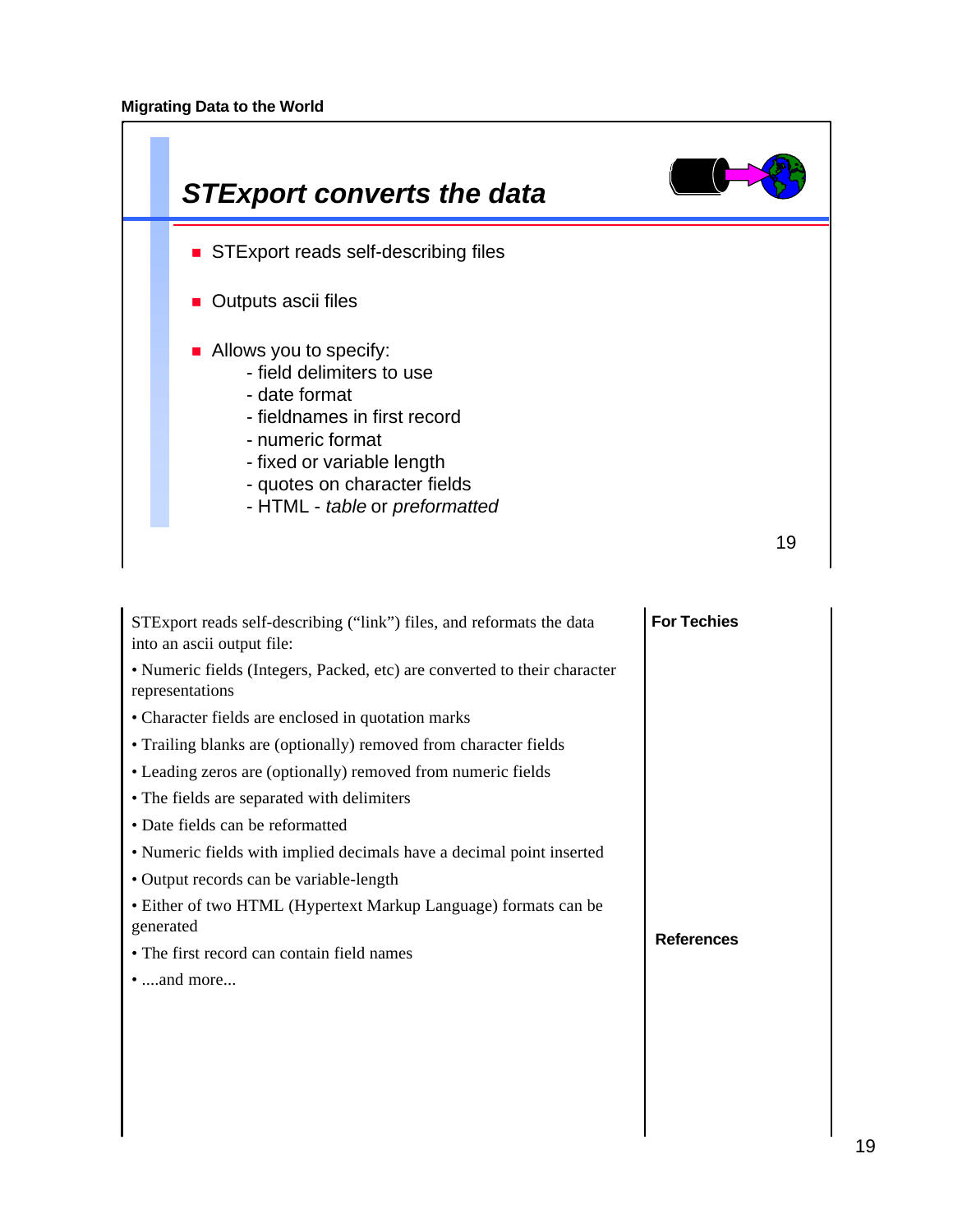## STExport converts the data

- STExport reads self-describing files
- Outputs ascii files
- Allows you to specify:
  - field delimiters to use
  - date format
  - fieldnames in first record
  - numeric format
  - fixed or variable length
  - quotes on character fields
  - HTML - *table* or *preformatted*

STExport reads self-describing ("link") files, and reformats the data into an ascii output file:

- Numeric fields (Integers, Packed, etc) are converted to their character representations
- Character fields are enclosed in quotation marks
- Trailing blanks are (optionally) removed from character fields
- Leading zeros are (optionally) removed from numeric fields
- The fields are separated with delimiters
- Date fields can be reformatted
- Numeric fields with implied decimals have a decimal point inserted
- Output records can be variable-length
- Either of two HTML (Hypertext Markup Language) formats can be generated
- The first record can contain field names
- ....and more...

**For Techies**

**References**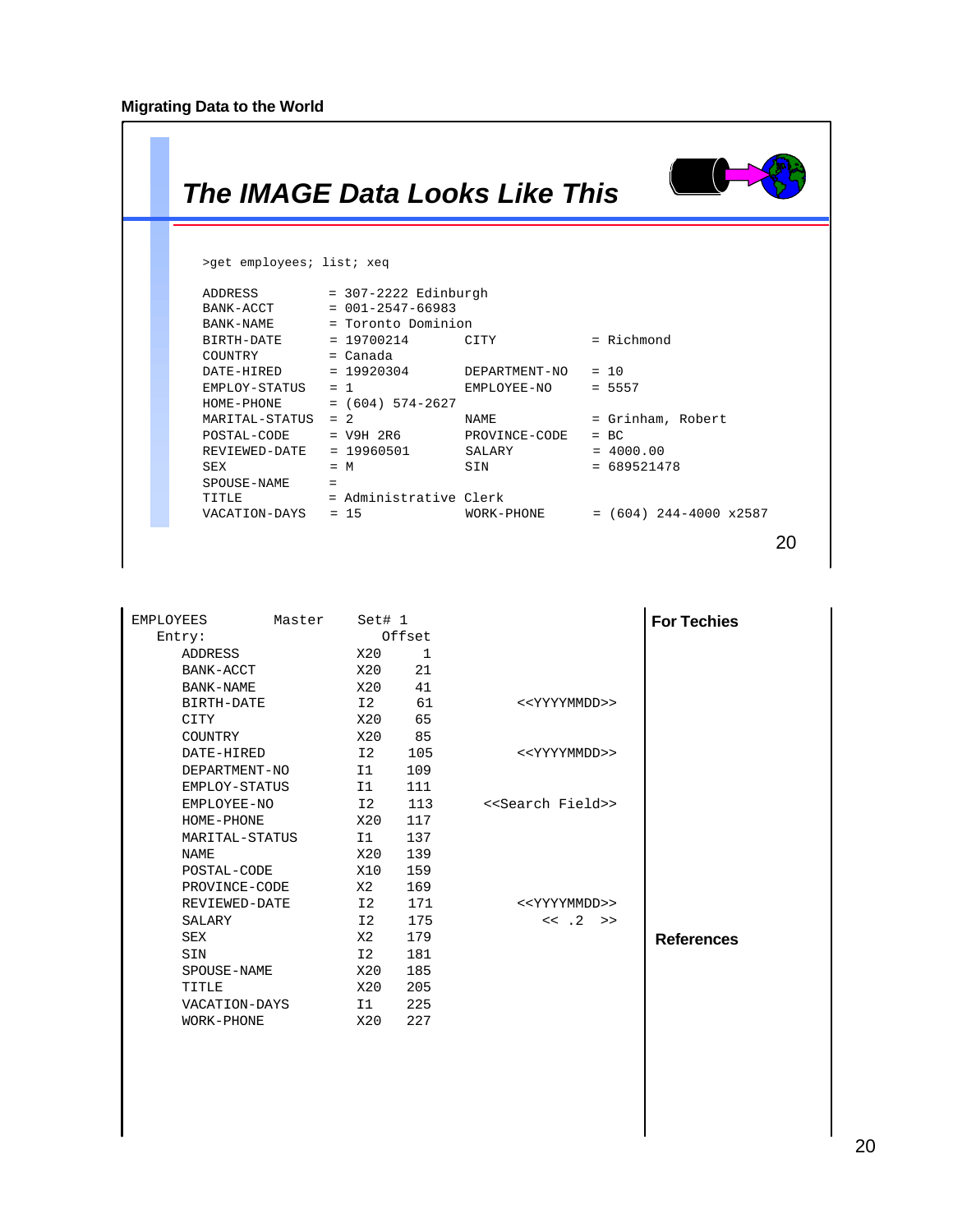## The IMAGE Data Looks Like This

```
>get employees; list; xeq

ADDRESS         = 307-2222 Edinburgh
BANK-ACCT       = 001-2547-66983
BANK-NAME       = Toronto Dominion
BIRTH-DATE      = 19700214       CITY            = Richmond
COUNTRY         = Canada
DATE-HIRED      = 19920304       DEPARTMENT-NO   = 10
EMPLOY-STATUS   = 1              EMPLOYEE-NO     = 5557
HOME-PHONE      = (604) 574-2627
MARITAL-STATUS  = 2              NAME            = Grinham, Robert
POSTAL-CODE     = V9H 2R6        PROVINCE-CODE   = BC
REVIEWED-DATE   = 19960501       SALARY          = 4000.00
SEX             = M              SIN             = 689521478
SPOUSE-NAME     =
TITLE           = Administrative Clerk
VACATION-DAYS   = 15             WORK-PHONE      = (604) 244-4000 x2587
```

```
EMPLOYEES         Master    Set# 1
   Entry:                      Offset
      ADDRESS                X20     1
      BANK-ACCT              X20    21
      BANK-NAME              X20    41
      BIRTH-DATE             I2     61          <<YYYYMMDD>>
      CITY                   X20    65
      COUNTRY                X20    85
      DATE-HIRED             I2    105          <<YYYYMMDD>>
      DEPARTMENT-NO          I1    109
      EMPLOY-STATUS          I1    111
      EMPLOYEE-NO            I2    113      <<Search Field>>
      HOME-PHONE             X20   117
      MARITAL-STATUS         I1    137
      NAME                   X20   139
      POSTAL-CODE            X10   159
      PROVINCE-CODE          X2    169
      REVIEWED-DATE          I2    171          <<YYYYMMDD>>
      SALARY                 I2    175             << .2  >>
      SEX                    X2    179
      SIN                    I2    181
      SPOUSE-NAME            X20   185
      TITLE                  X20   205
      VACATION-DAYS          I1    225
      WORK-PHONE             X20   227
```

**For Techies**

**References**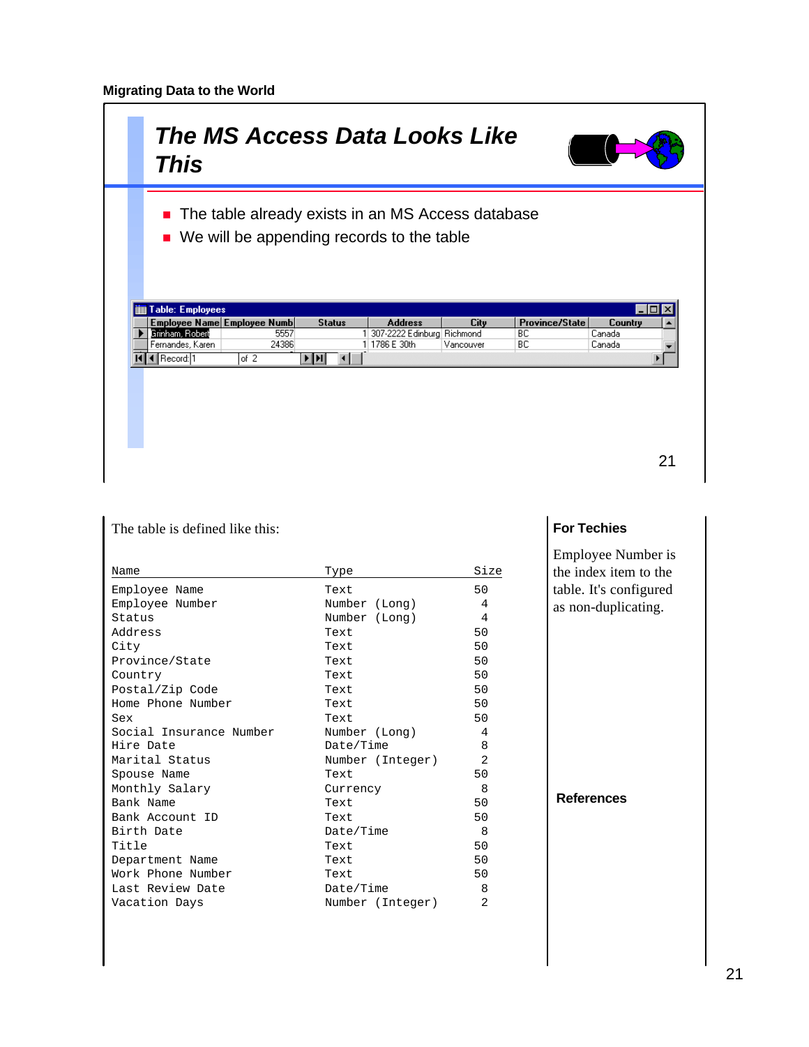## The MS Access Data Looks Like This

- The table already exists in an MS Access database
- We will be appending records to the table

**Table: Employees**

| Employee Name | Employee Numb | Status | Address | City | Province/State | Country |
|---|---|---|---|---|---|---|
| Grinham, Robert | 5557 | 1 | 307-2222 Edinburg | Richmond | BC | Canada |
| Fernandes, Karen | 24386 | 1 | 1786 E 30th | Vancouver | BC | Canada |

Record: 1 of 2

The table is defined like this:

| Name | Type | Size |
|---|---|---|
| Employee Name | Text | 50 |
| Employee Number | Number (Long) | 4 |
| Status | Number (Long) | 4 |
| Address | Text | 50 |
| City | Text | 50 |
| Province/State | Text | 50 |
| Country | Text | 50 |
| Postal/Zip Code | Text | 50 |
| Home Phone Number | Text | 50 |
| Sex | Text | 50 |
| Social Insurance Number | Number (Long) | 4 |
| Hire Date | Date/Time | 8 |
| Marital Status | Number (Integer) | 2 |
| Spouse Name | Text | 50 |
| Monthly Salary | Currency | 8 |
| Bank Name | Text | 50 |
| Bank Account ID | Text | 50 |
| Birth Date | Date/Time | 8 |
| Title | Text | 50 |
| Department Name | Text | 50 |
| Work Phone Number | Text | 50 |
| Last Review Date | Date/Time | 8 |
| Vacation Days | Number (Integer) | 2 |

**For Techies**

Employee Number is the index item to the table. It's configured as non-duplicating.

**References**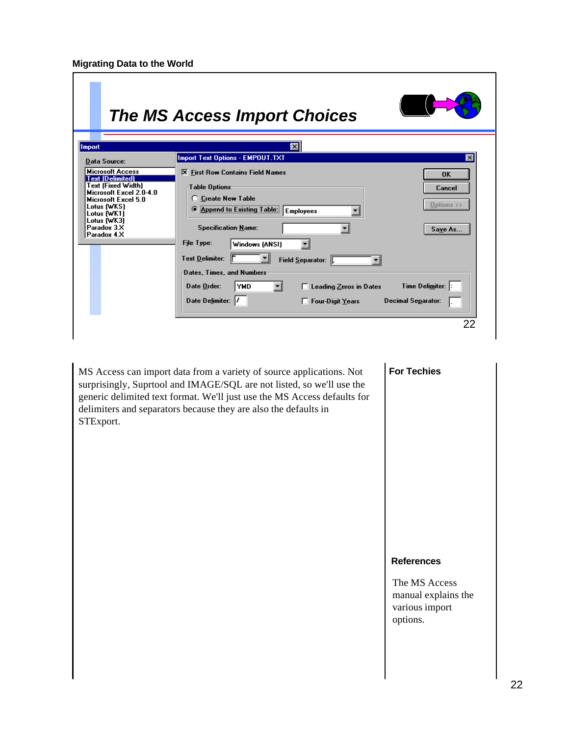Migrating Data to the World

## The MS Access Import Choices

Import

Data Source:

- Microsoft Access
- Text (Delimited)
- Text (Fixed Width)
- Microsoft Excel 2.0-4.0
- Microsoft Excel 5.0
- Lotus (WKS)
- Lotus (WK1)
- Lotus (WK3)
- Paradox 3.X
- Paradox 4.X

Import Text Options - EMPOUT.TXT

[X] First Row Contains Field Names

Table Options

( ) Create New Table

(•) Append to Existing Table: Employees

Specification Name:

File Type: Windows (ANSI)

Text Delimiter: "    Field Separator: ,

Dates, Times, and Numbers

Date Order: YMD    [ ] Leading Zeros in Dates    Time Delimiter: :

Date Delimiter: /    [ ] Four-Digit Years    Decimal Separator: .

OK | Cancel | Options >> | Save As...

MS Access can import data from a variety of source applications. Not surprisingly, Suprtool and IMAGE/SQL are not listed, so we'll use the generic delimited text format. We'll just use the MS Access defaults for delimiters and separators because they are also the defaults in STExport.

**For Techies**

**References**

The MS Access manual explains the various import options.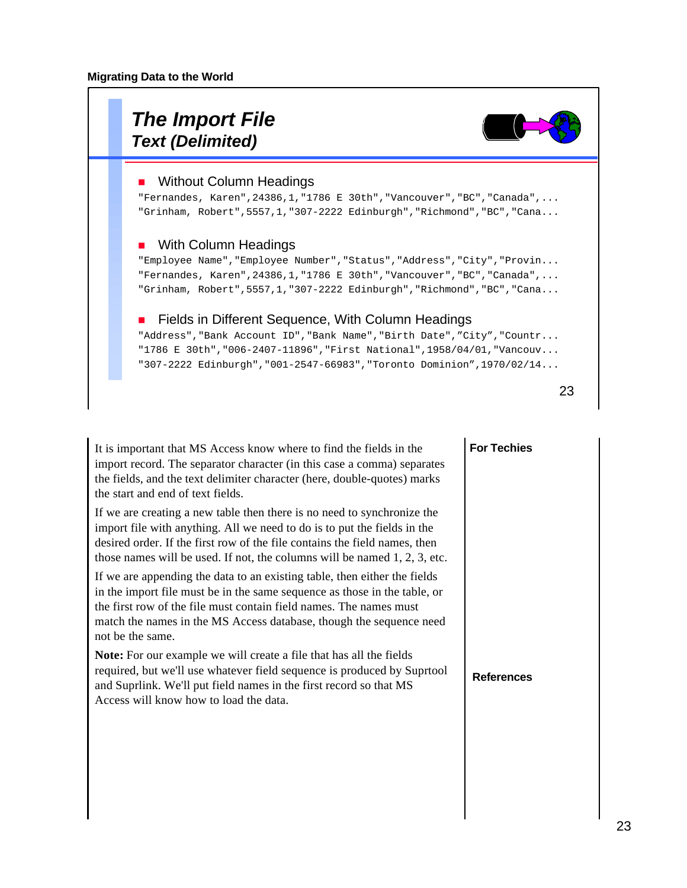## The Import File
### Text (Delimited)

- Without Column Headings

```
"Fernandes, Karen",24386,1,"1786 E 30th","Vancouver","BC","Canada",...
"Grinham, Robert",5557,1,"307-2222 Edinburgh","Richmond","BC","Cana...
```

- With Column Headings

```
"Employee Name","Employee Number","Status","Address","City","Provin...
"Fernandes, Karen",24386,1,"1786 E 30th","Vancouver","BC","Canada",...
"Grinham, Robert",5557,1,"307-2222 Edinburgh","Richmond","BC","Cana...
```

- Fields in Different Sequence, With Column Headings

```
"Address","Bank Account ID","Bank Name","Birth Date",”City”,"Countr...
"1786 E 30th","006-2407-11896","First National",1958/04/01,"Vancouv...
"307-2222 Edinburgh","001-2547-66983","Toronto Dominion”,1970/02/14...
```

It is important that MS Access know where to find the fields in the import record. The separator character (in this case a comma) separates the fields, and the text delimiter character (here, double-quotes) marks the start and end of text fields.

If we are creating a new table then there is no need to synchronize the import file with anything. All we need to do is to put the fields in the desired order. If the first row of the file contains the field names, then those names will be used. If not, the columns will be named 1, 2, 3, etc.

If we are appending the data to an existing table, then either the fields in the import file must be in the same sequence as those in the table, or the first row of the file must contain field names. The names must match the names in the MS Access database, though the sequence need not be the same.

**Note:** For our example we will create a file that has all the fields required, but we'll use whatever field sequence is produced by Suprtool and Suprlink. We'll put field names in the first record so that MS Access will know how to load the data.

**For Techies**

**References**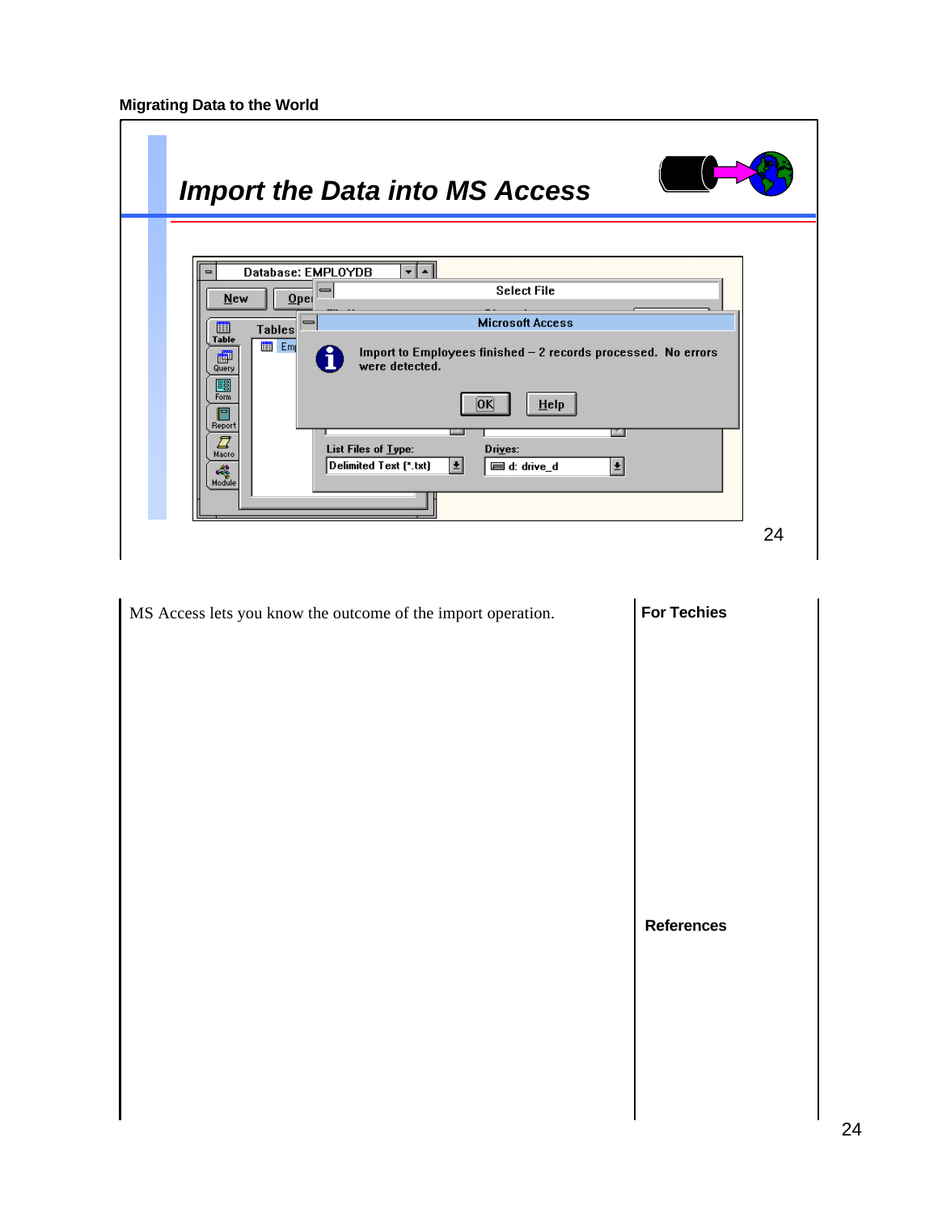## Import the Data into MS Access

Database: EMPLOYDB

Select File

Microsoft Access

Import to Employees finished – 2 records processed. No errors were detected.

OK Help

List Files of Type: Delimited Text (*.txt)

Drives: d: drive_d

MS Access lets you know the outcome of the import operation.

**For Techies**

**References**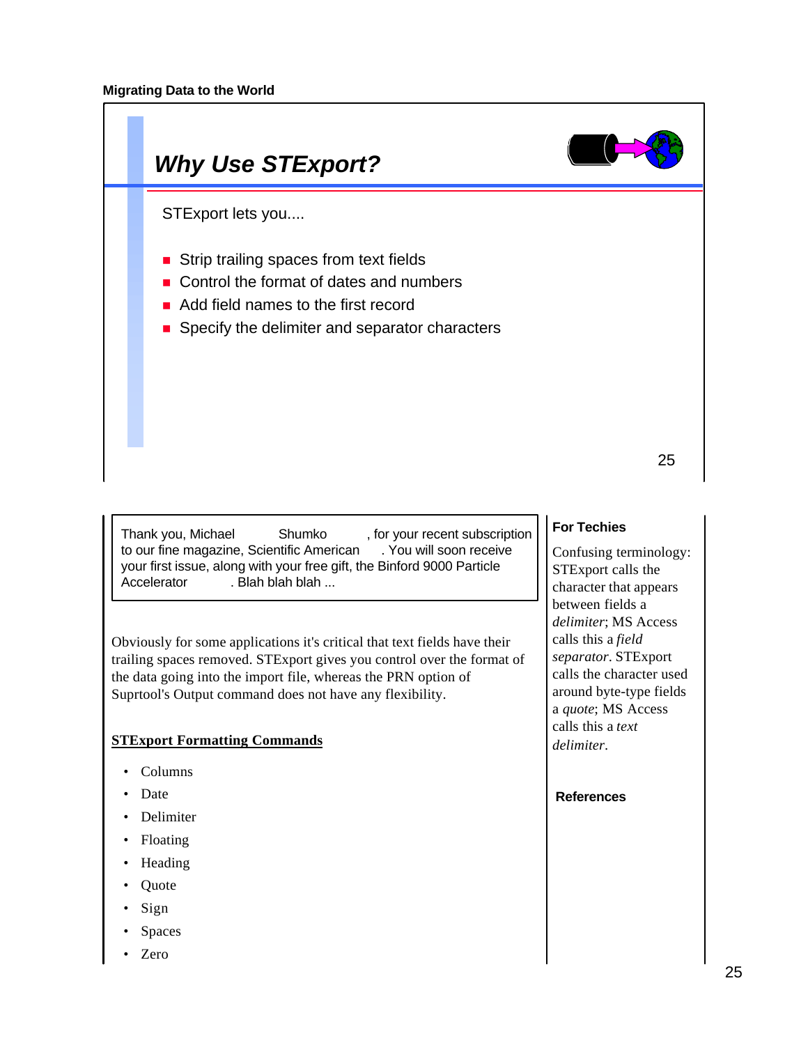## Why Use STExport?

STExport lets you....

- Strip trailing spaces from text fields
- Control the format of dates and numbers
- Add field names to the first record
- Specify the delimiter and separator characters

> Thank you, Michael Shumko , for your recent subscription to our fine magazine, Scientific American . You will soon receive your first issue, along with your free gift, the Binford 9000 Particle Accelerator . Blah blah blah ...

Obviously for some applications it's critical that text fields have their trailing spaces removed. STExport gives you control over the format of the data going into the import file, whereas the PRN option of Suprtool's Output command does not have any flexibility.

**STExport Formatting Commands**

- Columns
- Date
- Delimiter
- Floating
- Heading
- Quote
- Sign
- Spaces
- Zero

### For Techies

Confusing terminology: STExport calls the character that appears between fields a *delimiter*; MS Access calls this a *field separator*. STExport calls the character used around byte-type fields a *quote*; MS Access calls this a *text delimiter*.

### References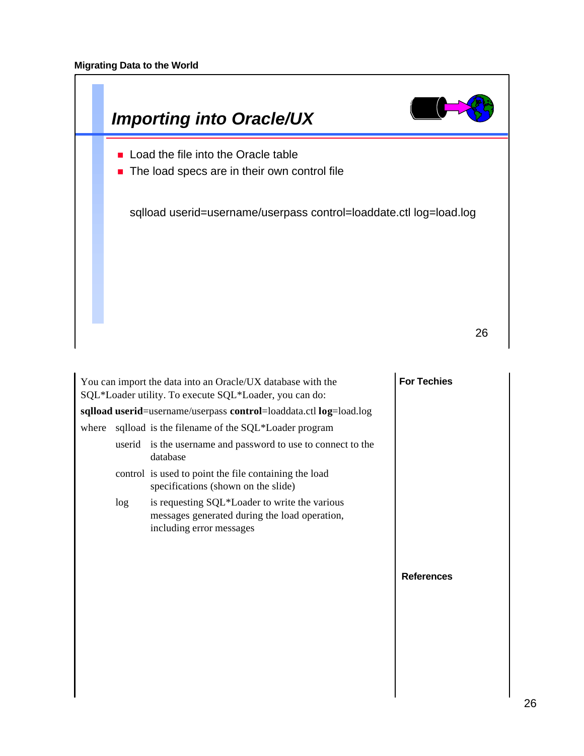## Importing into Oracle/UX

- Load the file into the Oracle table
- The load specs are in their own control file

```
sqlload userid=username/userpass control=loaddate.ctl log=load.log
```

You can import the data into an Oracle/UX database with the SQL*Loader utility. To execute SQL*Loader, you can do:

**sqlload userid**=username/userpass **control**=loaddata.ctl **log**=load.log

where

| | |
|---|---|
| sqlload | is the filename of the SQL*Loader program |
| userid | is the username and password to use to connect to the database |
| control | is used to point the file containing the load specifications (shown on the slide) |
| log | is requesting SQL*Loader to write the various messages generated during the load operation, including error messages |

**For Techies**

**References**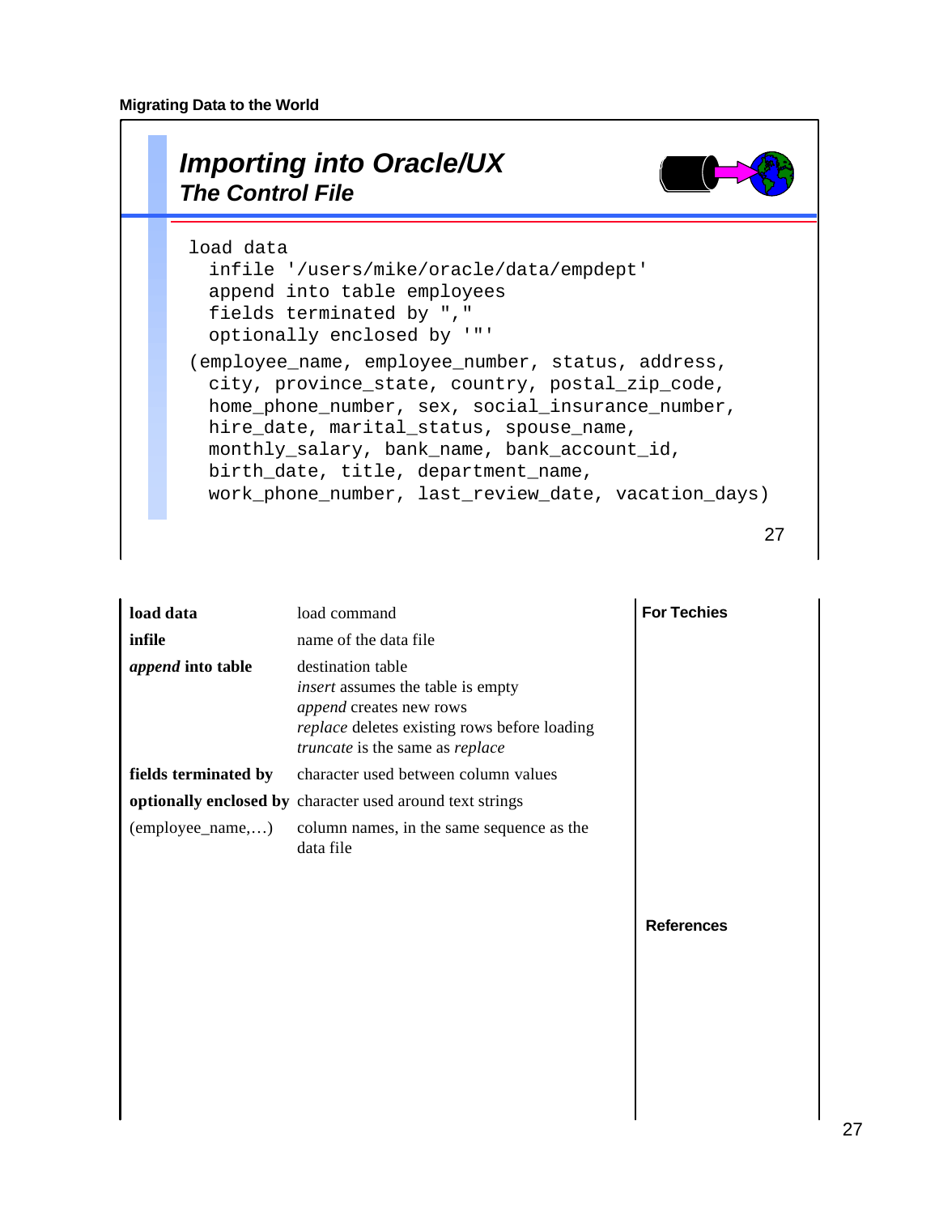## Importing into Oracle/UX

### The Control File

```
load data
  infile '/users/mike/oracle/data/empdept'
  append into table employees
  fields terminated by ","
  optionally enclosed by '"'
(employee_name, employee_number, status, address,
  city, province_state, country, postal_zip_code,
  home_phone_number, sex, social_insurance_number,
  hire_date, marital_status, spouse_name,
  monthly_salary, bank_name, bank_account_id,
  birth_date, title, department_name,
  work_phone_number, last_review_date, vacation_days)
```

| | |
|---|---|
| **load data** | load command |
| **infile** | name of the data file |
| ***append* into table** | destination table<br>*insert* assumes the table is empty<br>*append* creates new rows<br>*replace* deletes existing rows before loading<br>*truncate* is the same as *replace* |
| **fields terminated by** | character used between column values |
| **optionally enclosed by** | character used around text strings |
| (employee_name,…) | column names, in the same sequence as the data file |

**For Techies**

**References**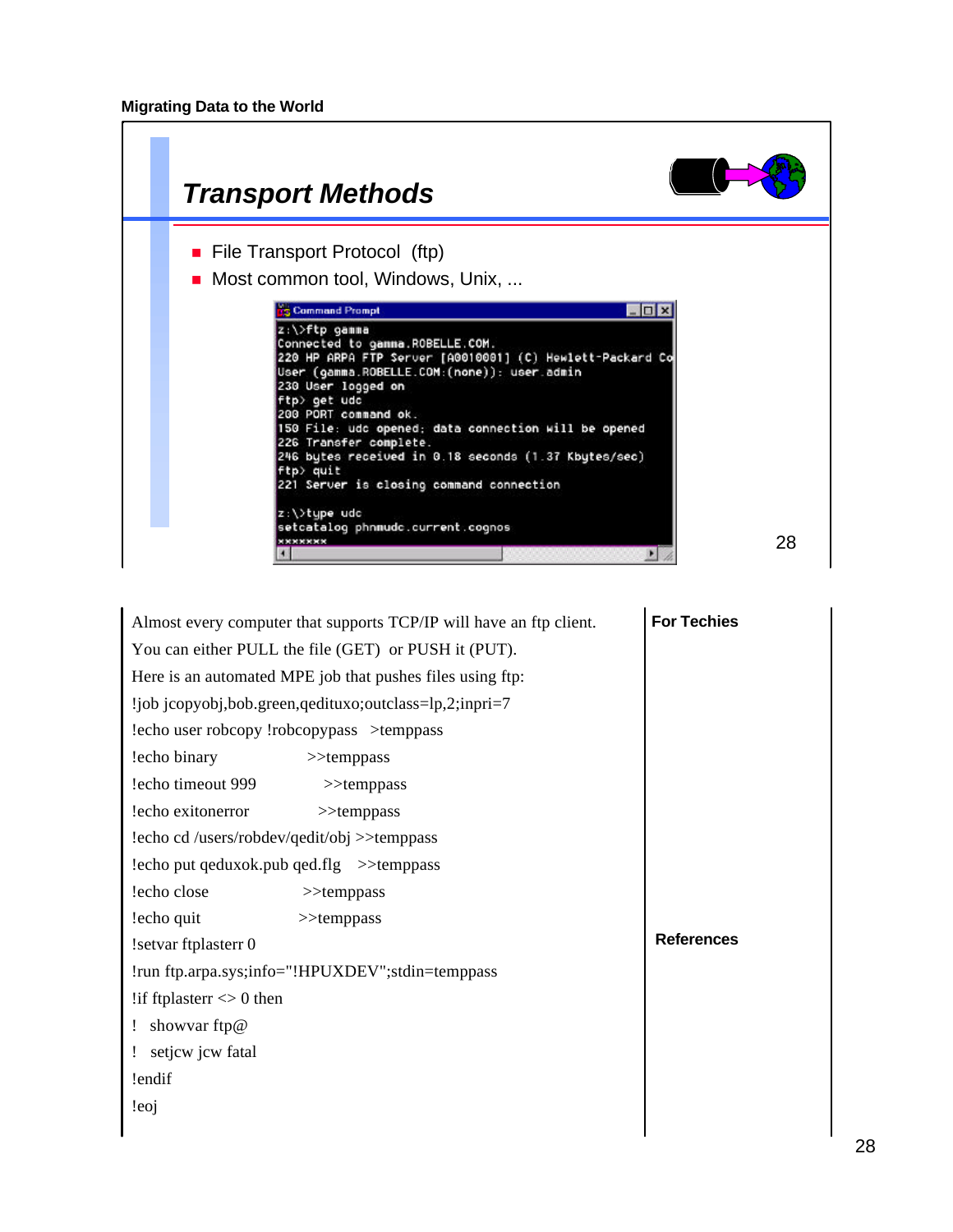## Transport Methods

- File Transport Protocol (ftp)
- Most common tool, Windows, Unix, ...

```
z:\>ftp gamma
Connected to gamma.ROBELLE.COM.
220 HP ARPA FTP Server [A0010001] (C) Hewlett-Packard Co
User (gamma.ROBELLE.COM:(none)): user.admin
230 User logged on
ftp> get udc
200 PORT command ok.
150 File: udc opened; data connection will be opened
226 Transfer complete.
246 bytes received in 0.18 seconds (1.37 Kbytes/sec)
ftp> quit
221 Server is closing command connection

z:\>type udc
setcatalog phnmudc.current.cognos
*******
```

Almost every computer that supports TCP/IP will have an ftp client. You can either PULL the file (GET) or PUSH it (PUT). Here is an automated MPE job that pushes files using ftp:

```
!job jcopyobj,bob.green,qedituxo;outclass=lp,2;inpri=7
!echo user robcopy !robcopypass  >temppass
!echo binary                     >>temppass
!echo timeout 999                >>temppass
!echo exitonerror                >>temppass
!echo cd /users/robdev/qedit/obj >>temppass
!echo put qeduxok.pub qed.flg    >>temppass
!echo close                      >>temppass
!echo quit                       >>temppass
!setvar ftplasterr 0
!run ftp.arpa.sys;info="!HPUXDEV";stdin=temppass
!if ftplasterr <> 0 then
!   showvar ftp@
!   setjcw jcw fatal
!endif
!eoj
```

**For Techies**

**References**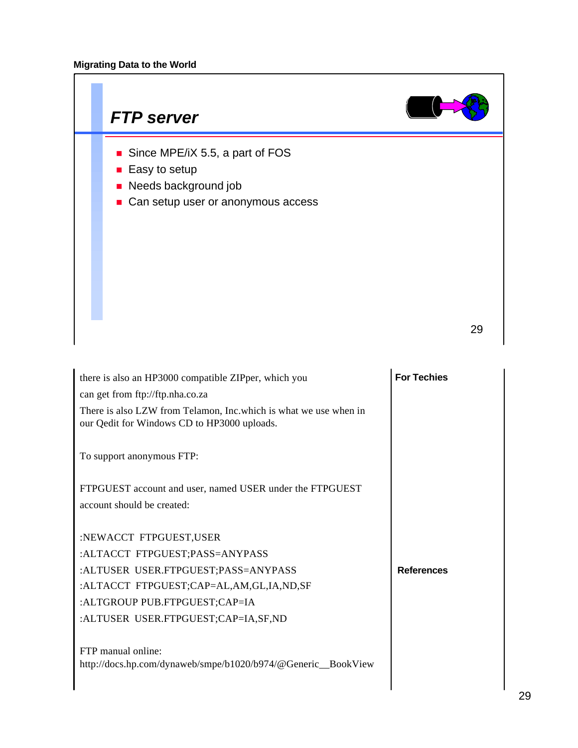## FTP server

- Since MPE/iX 5.5, a part of FOS
- Easy to setup
- Needs background job
- Can setup user or anonymous access

**For Techies**

there is also an HP3000 compatible ZIPper, which you can get from ftp://ftp.nha.co.za

There is also LZW from Telamon, Inc.which is what we use when in our Qedit for Windows CD to HP3000 uploads.

To support anonymous FTP:

FTPGUEST account and user, named USER under the FTPGUEST account should be created:

```
:NEWACCT  FTPGUEST,USER
:ALTACCT  FTPGUEST;PASS=ANYPASS
:ALTUSER  USER.FTPGUEST;PASS=ANYPASS
:ALTACCT  FTPGUEST;CAP=AL,AM,GL,IA,ND,SF
:ALTGROUP PUB.FTPGUEST;CAP=IA
:ALTUSER  USER.FTPGUEST;CAP=IA,SF,ND
```

**References**

FTP manual online:
http://docs.hp.com/dynaweb/smpe/b1020/b974/@Generic__BookView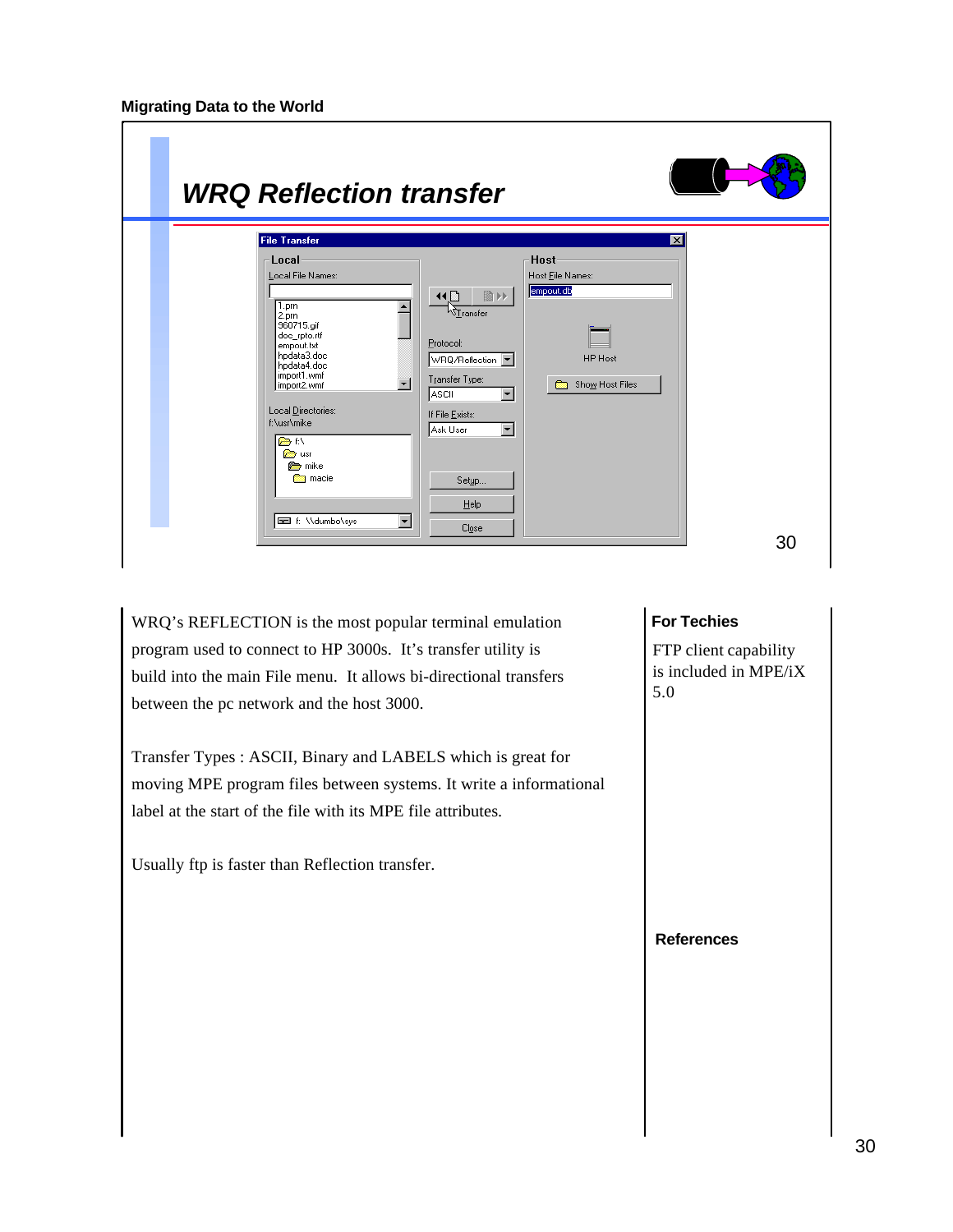## WRQ Reflection transfer

WRQ's REFLECTION is the most popular terminal emulation program used to connect to HP 3000s. It's transfer utility is build into the main File menu. It allows bi-directional transfers between the pc network and the host 3000.

Transfer Types : ASCII, Binary and LABELS which is great for moving MPE program files between systems. It write a informational label at the start of the file with its MPE file attributes.

Usually ftp is faster than Reflection transfer.

**For Techies**

FTP client capability is included in MPE/iX 5.0

**References**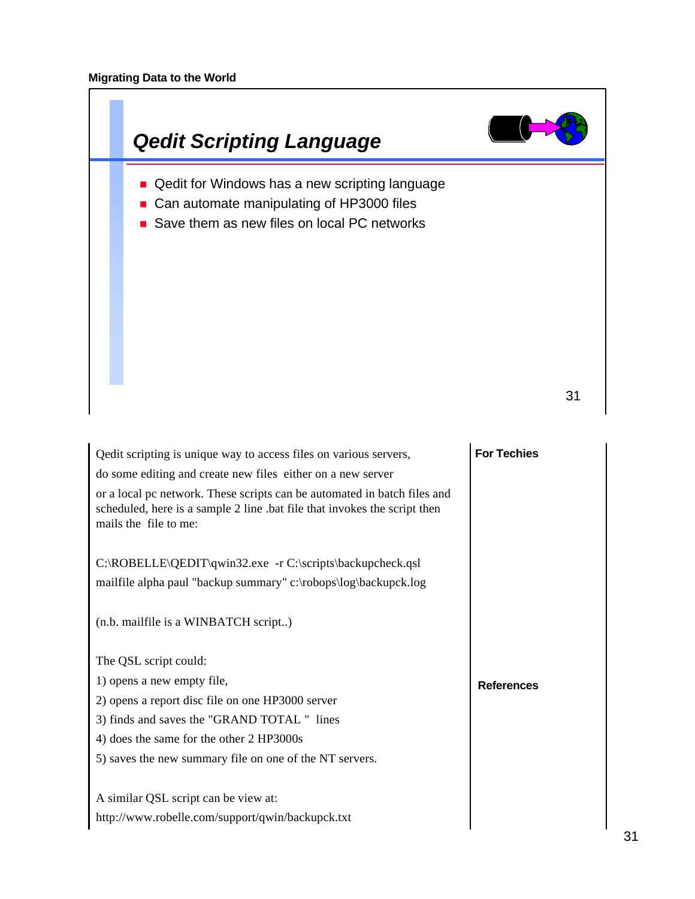## Qedit Scripting Language

- Qedit for Windows has a new scripting language
- Can automate manipulating of HP3000 files
- Save them as new files on local PC networks

Qedit scripting is unique way to access files on various servers, do some editing and create new files either on a new server or a local pc network. These scripts can be automated in batch files and scheduled, here is a sample 2 line .bat file that invokes the script then mails the file to me:

```
C:\ROBELLE\QEDIT\qwin32.exe  -r C:\scripts\backupcheck.qsl
mailfile alpha paul "backup summary" c:\robops\log\backupck.log
```

(n.b. mailfile is a WINBATCH script..)

The QSL script could:

1) opens a new empty file,
2) opens a report disc file on one HP3000 server
3) finds and saves the "GRAND TOTAL " lines
4) does the same for the other 2 HP3000s
5) saves the new summary file on one of the NT servers.

A similar QSL script can be view at:
http://www.robelle.com/support/qwin/backupck.txt

**For Techies**

**References**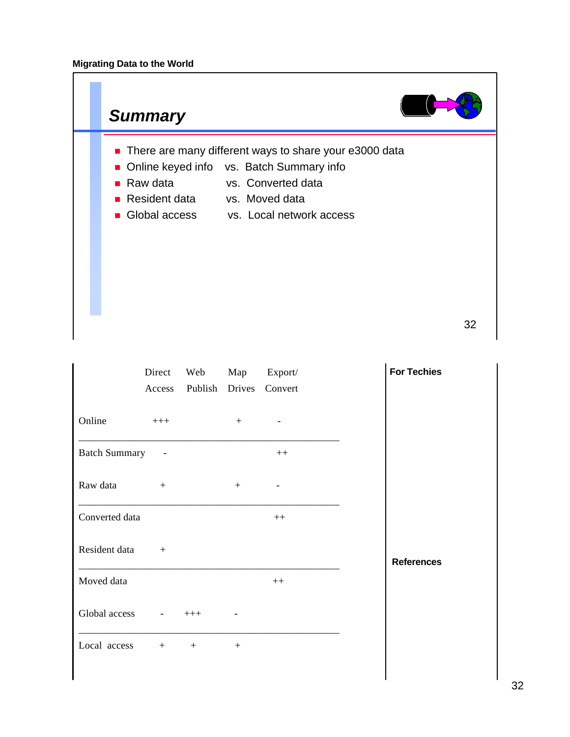## Summary

- There are many different ways to share your e3000 data
- Online keyed info vs. Batch Summary info
- Raw data vs. Converted data
- Resident data vs. Moved data
- Global access vs. Local network access

| | Direct Access | Web Publish | Map Drives | Export/ Convert |
|---|---|---|---|---|
| Online | +++ | | + | - |
| Batch Summary | - | | | ++ |
| Raw data | + | | + | - |
| Converted data | | | | ++ |
| Resident data | + | | | |
| Moved data | | | | ++ |
| Global access | - | +++ | - | |
| Local access | + | + | + | |

**For Techies**

**References**